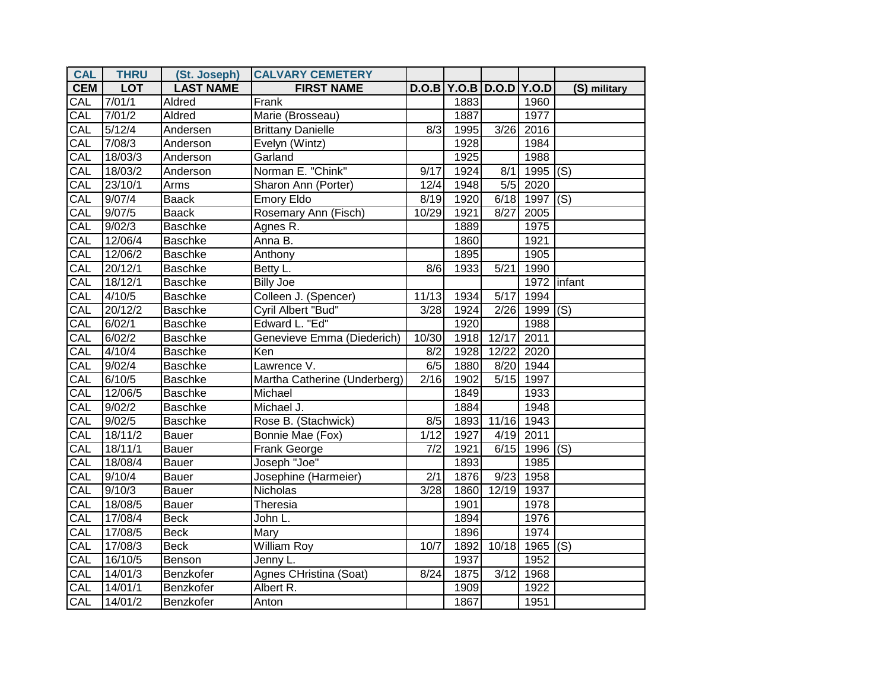| CAL | THRU | (St. Joseph) | CALVARY CEMETERY | | | | | |
|---|---|---|---|---|---|---|---|---|
| CEM | LOT | LAST NAME | FIRST NAME | D.O.B | Y.O.B | D.O.D | Y.O.D | (S) military |
| CAL | 7/01/1 | Aldred | Frank | | 1883 | | 1960 | |
| CAL | 7/01/2 | Aldred | Marie (Brosseau) | | 1887 | | 1977 | |
| CAL | 5/12/4 | Andersen | Brittany Danielle | 8/3 | 1995 | 3/26 | 2016 | |
| CAL | 7/08/3 | Anderson | Evelyn (Wintz) | | 1928 | | 1984 | |
| CAL | 18/03/3 | Anderson | Garland | | 1925 | | 1988 | |
| CAL | 18/03/2 | Anderson | Norman E. "Chink" | 9/17 | 1924 | 8/1 | 1995 | (S) |
| CAL | 23/10/1 | Arms | Sharon Ann (Porter) | 12/4 | 1948 | 5/5 | 2020 | |
| CAL | 9/07/4 | Baack | Emory Eldo | 8/19 | 1920 | 6/18 | 1997 | (S) |
| CAL | 9/07/5 | Baack | Rosemary Ann (Fisch) | 10/29 | 1921 | 8/27 | 2005 | |
| CAL | 9/02/3 | Baschke | Agnes R. | | 1889 | | 1975 | |
| CAL | 12/06/4 | Baschke | Anna B. | | 1860 | | 1921 | |
| CAL | 12/06/2 | Baschke | Anthony | | 1895 | | 1905 | |
| CAL | 20/12/1 | Baschke | Betty L. | 8/6 | 1933 | 5/21 | 1990 | |
| CAL | 18/12/1 | Baschke | Billy Joe | | | | 1972 | infant |
| CAL | 4/10/5 | Baschke | Colleen J. (Spencer) | 11/13 | 1934 | 5/17 | 1994 | |
| CAL | 20/12/2 | Baschke | Cyril Albert "Bud" | 3/28 | 1924 | 2/26 | 1999 | (S) |
| CAL | 6/02/1 | Baschke | Edward L. "Ed" | | 1920 | | 1988 | |
| CAL | 6/02/2 | Baschke | Genevieve Emma (Diederich) | 10/30 | 1918 | 12/17 | 2011 | |
| CAL | 4/10/4 | Baschke | Ken | 8/2 | 1928 | 12/22 | 2020 | |
| CAL | 9/02/4 | Baschke | Lawrence V. | 6/5 | 1880 | 8/20 | 1944 | |
| CAL | 6/10/5 | Baschke | Martha Catherine (Underberg) | 2/16 | 1902 | 5/15 | 1997 | |
| CAL | 12/06/5 | Baschke | Michael | | 1849 | | 1933 | |
| CAL | 9/02/2 | Baschke | Michael J. | | 1884 | | 1948 | |
| CAL | 9/02/5 | Baschke | Rose B. (Stachwick) | 8/5 | 1893 | 11/16 | 1943 | |
| CAL | 18/11/2 | Bauer | Bonnie Mae (Fox) | 1/12 | 1927 | 4/19 | 2011 | |
| CAL | 18/11/1 | Bauer | Frank George | 7/2 | 1921 | 6/15 | 1996 | (S) |
| CAL | 18/08/4 | Bauer | Joseph "Joe" | | 1893 | | 1985 | |
| CAL | 9/10/4 | Bauer | Josephine (Harmeier) | 2/1 | 1876 | 9/23 | 1958 | |
| CAL | 9/10/3 | Bauer | Nicholas | 3/28 | 1860 | 12/19 | 1937 | |
| CAL | 18/08/5 | Bauer | Theresia | | 1901 | | 1978 | |
| CAL | 17/08/4 | Beck | John L. | | 1894 | | 1976 | |
| CAL | 17/08/5 | Beck | Mary | | 1896 | | 1974 | |
| CAL | 17/08/3 | Beck | William Roy | 10/7 | 1892 | 10/18 | 1965 | (S) |
| CAL | 16/10/5 | Benson | Jenny L. | | 1937 | | 1952 | |
| CAL | 14/01/3 | Benzkofer | Agnes CHristina (Soat) | 8/24 | 1875 | 3/12 | 1968 | |
| CAL | 14/01/1 | Benzkofer | Albert R. | | 1909 | | 1922 | |
| CAL | 14/01/2 | Benzkofer | Anton | | 1867 | | 1951 | |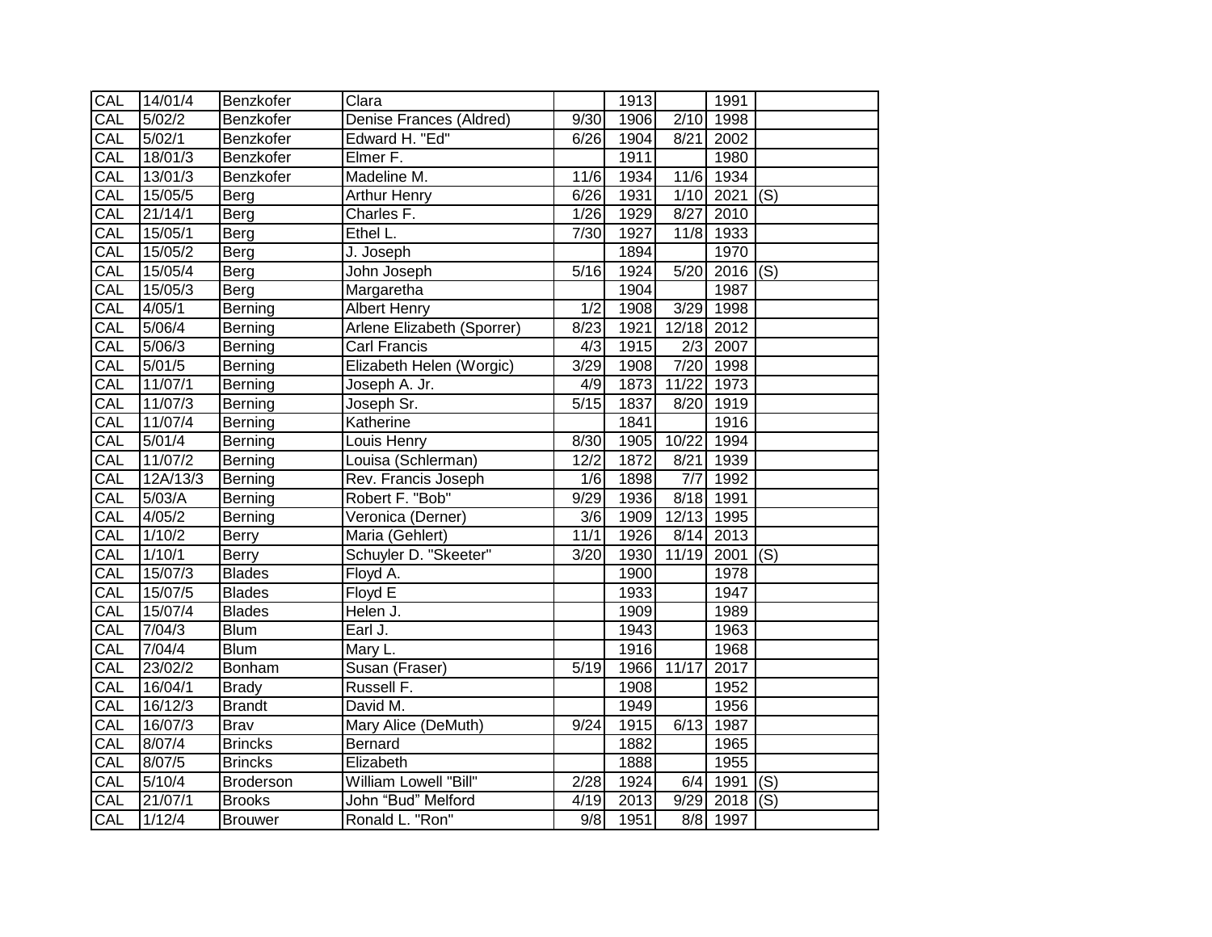| | | | | | | | | |
|---|---|---|---|---|---|---|---|---|
| CAL | 14/01/4 | Benzkofer | Clara | | 1913 | | 1991 | |
| CAL | 5/02/2 | Benzkofer | Denise Frances (Aldred) | 9/30 | 1906 | 2/10 | 1998 | |
| CAL | 5/02/1 | Benzkofer | Edward H. "Ed" | 6/26 | 1904 | 8/21 | 2002 | |
| CAL | 18/01/3 | Benzkofer | Elmer F. | | 1911 | | 1980 | |
| CAL | 13/01/3 | Benzkofer | Madeline M. | 11/6 | 1934 | 11/6 | 1934 | |
| CAL | 15/05/5 | Berg | Arthur Henry | 6/26 | 1931 | 1/10 | 2021 | (S) |
| CAL | 21/14/1 | Berg | Charles F. | 1/26 | 1929 | 8/27 | 2010 | |
| CAL | 15/05/1 | Berg | Ethel L. | 7/30 | 1927 | 11/8 | 1933 | |
| CAL | 15/05/2 | Berg | J. Joseph | | 1894 | | 1970 | |
| CAL | 15/05/4 | Berg | John Joseph | 5/16 | 1924 | 5/20 | 2016 | (S) |
| CAL | 15/05/3 | Berg | Margaretha | | 1904 | | 1987 | |
| CAL | 4/05/1 | Berning | Albert Henry | 1/2 | 1908 | 3/29 | 1998 | |
| CAL | 5/06/4 | Berning | Arlene Elizabeth (Sporrer) | 8/23 | 1921 | 12/18 | 2012 | |
| CAL | 5/06/3 | Berning | Carl Francis | 4/3 | 1915 | 2/3 | 2007 | |
| CAL | 5/01/5 | Berning | Elizabeth Helen (Worgic) | 3/29 | 1908 | 7/20 | 1998 | |
| CAL | 11/07/1 | Berning | Joseph A. Jr. | 4/9 | 1873 | 11/22 | 1973 | |
| CAL | 11/07/3 | Berning | Joseph Sr. | 5/15 | 1837 | 8/20 | 1919 | |
| CAL | 11/07/4 | Berning | Katherine | | 1841 | | 1916 | |
| CAL | 5/01/4 | Berning | Louis Henry | 8/30 | 1905 | 10/22 | 1994 | |
| CAL | 11/07/2 | Berning | Louisa (Schlerman) | 12/2 | 1872 | 8/21 | 1939 | |
| CAL | 12A/13/3 | Berning | Rev. Francis Joseph | 1/6 | 1898 | 7/7 | 1992 | |
| CAL | 5/03/A | Berning | Robert F. "Bob" | 9/29 | 1936 | 8/18 | 1991 | |
| CAL | 4/05/2 | Berning | Veronica (Derner) | 3/6 | 1909 | 12/13 | 1995 | |
| CAL | 1/10/2 | Berry | Maria (Gehlert) | 11/1 | 1926 | 8/14 | 2013 | |
| CAL | 1/10/1 | Berry | Schuyler D. "Skeeter" | 3/20 | 1930 | 11/19 | 2001 | (S) |
| CAL | 15/07/3 | Blades | Floyd A. | | 1900 | | 1978 | |
| CAL | 15/07/5 | Blades | Floyd E | | 1933 | | 1947 | |
| CAL | 15/07/4 | Blades | Helen J. | | 1909 | | 1989 | |
| CAL | 7/04/3 | Blum | Earl J. | | 1943 | | 1963 | |
| CAL | 7/04/4 | Blum | Mary L. | | 1916 | | 1968 | |
| CAL | 23/02/2 | Bonham | Susan (Fraser) | 5/19 | 1966 | 11/17 | 2017 | |
| CAL | 16/04/1 | Brady | Russell F. | | 1908 | | 1952 | |
| CAL | 16/12/3 | Brandt | David M. | | 1949 | | 1956 | |
| CAL | 16/07/3 | Brav | Mary Alice (DeMuth) | 9/24 | 1915 | 6/13 | 1987 | |
| CAL | 8/07/4 | Brincks | Bernard | | 1882 | | 1965 | |
| CAL | 8/07/5 | Brincks | Elizabeth | | 1888 | | 1955 | |
| CAL | 5/10/4 | Broderson | William Lowell "Bill" | 2/28 | 1924 | 6/4 | 1991 | (S) |
| CAL | 21/07/1 | Brooks | John "Bud" Melford | 4/19 | 2013 | 9/29 | 2018 | (S) |
| CAL | 1/12/4 | Brouwer | Ronald L. "Ron" | 9/8 | 1951 | 8/8 | 1997 | |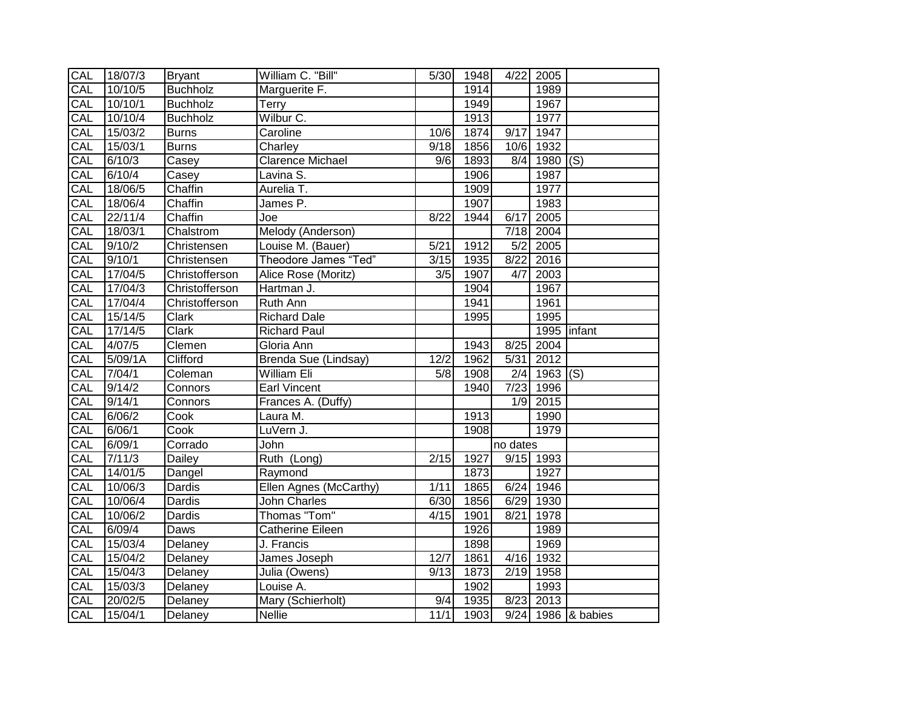| | | | | | | | | |
|---|---|---|---|---|---|---|---|---|
| CAL | 18/07/3 | Bryant | William C. "Bill" | 5/30 | 1948 | 4/22 | 2005 | |
| CAL | 10/10/5 | Buchholz | Marguerite F. | | 1914 | | 1989 | |
| CAL | 10/10/1 | Buchholz | Terry | | 1949 | | 1967 | |
| CAL | 10/10/4 | Buchholz | Wilbur C. | | 1913 | | 1977 | |
| CAL | 15/03/2 | Burns | Caroline | 10/6 | 1874 | 9/17 | 1947 | |
| CAL | 15/03/1 | Burns | Charley | 9/18 | 1856 | 10/6 | 1932 | |
| CAL | 6/10/3 | Casey | Clarence Michael | 9/6 | 1893 | 8/4 | 1980 | (S) |
| CAL | 6/10/4 | Casey | Lavina S. | | 1906 | | 1987 | |
| CAL | 18/06/5 | Chaffin | Aurelia T. | | 1909 | | 1977 | |
| CAL | 18/06/4 | Chaffin | James P. | | 1907 | | 1983 | |
| CAL | 22/11/4 | Chaffin | Joe | 8/22 | 1944 | 6/17 | 2005 | |
| CAL | 18/03/1 | Chalstrom | Melody (Anderson) | | | 7/18 | 2004 | |
| CAL | 9/10/2 | Christensen | Louise M. (Bauer) | 5/21 | 1912 | 5/2 | 2005 | |
| CAL | 9/10/1 | Christensen | Theodore James "Ted" | 3/15 | 1935 | 8/22 | 2016 | |
| CAL | 17/04/5 | Christofferson | Alice Rose (Moritz) | 3/5 | 1907 | 4/7 | 2003 | |
| CAL | 17/04/3 | Christofferson | Hartman J. | | 1904 | | 1967 | |
| CAL | 17/04/4 | Christofferson | Ruth Ann | | 1941 | | 1961 | |
| CAL | 15/14/5 | Clark | Richard Dale | | 1995 | | 1995 | |
| CAL | 17/14/5 | Clark | Richard Paul | | | | 1995 | infant |
| CAL | 4/07/5 | Clemen | Gloria Ann | | 1943 | 8/25 | 2004 | |
| CAL | 5/09/1A | Clifford | Brenda Sue (Lindsay) | 12/2 | 1962 | 5/31 | 2012 | |
| CAL | 7/04/1 | Coleman | William Eli | 5/8 | 1908 | 2/4 | 1963 | (S) |
| CAL | 9/14/2 | Connors | Earl Vincent | | 1940 | 7/23 | 1996 | |
| CAL | 9/14/1 | Connors | Frances A. (Duffy) | | | 1/9 | 2015 | |
| CAL | 6/06/2 | Cook | Laura M. | | 1913 | | 1990 | |
| CAL | 6/06/1 | Cook | LuVern J. | | 1908 | | 1979 | |
| CAL | 6/09/1 | Corrado | John | | | no dates | | |
| CAL | 7/11/3 | Dailey | Ruth (Long) | 2/15 | 1927 | 9/15 | 1993 | |
| CAL | 14/01/5 | Dangel | Raymond | | 1873 | | 1927 | |
| CAL | 10/06/3 | Dardis | Ellen Agnes (McCarthy) | 1/11 | 1865 | 6/24 | 1946 | |
| CAL | 10/06/4 | Dardis | John Charles | 6/30 | 1856 | 6/29 | 1930 | |
| CAL | 10/06/2 | Dardis | Thomas "Tom" | 4/15 | 1901 | 8/21 | 1978 | |
| CAL | 6/09/4 | Daws | Catherine Eileen | | 1926 | | 1989 | |
| CAL | 15/03/4 | Delaney | J. Francis | | 1898 | | 1969 | |
| CAL | 15/04/2 | Delaney | James Joseph | 12/7 | 1861 | 4/16 | 1932 | |
| CAL | 15/04/3 | Delaney | Julia (Owens) | 9/13 | 1873 | 2/19 | 1958 | |
| CAL | 15/03/3 | Delaney | Louise A. | | 1902 | | 1993 | |
| CAL | 20/02/5 | Delaney | Mary (Schierholt) | 9/4 | 1935 | 8/23 | 2013 | |
| CAL | 15/04/1 | Delaney | Nellie | 11/1 | 1903 | 9/24 | 1986 | & babies |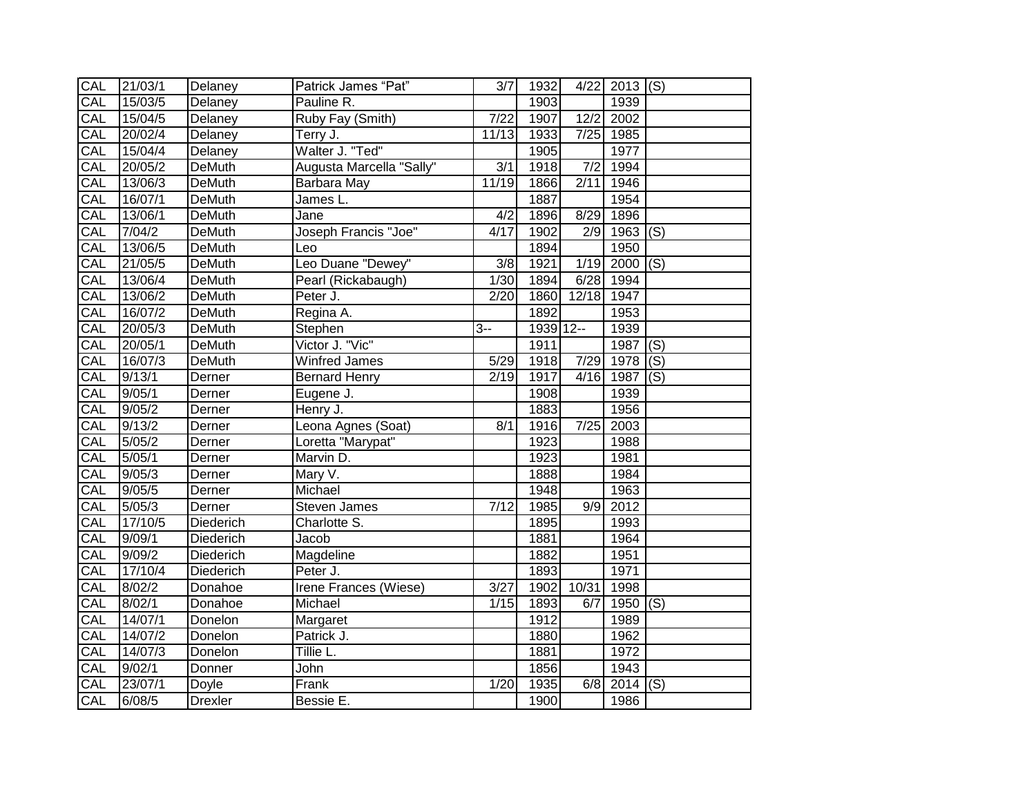| CAL | 21/03/1 | Delaney | Patrick James “Pat” | 3/7 | 1932 | 4/22 | 2013 | (S) |
|---|---|---|---|---|---|---|---|---|
| CAL | 15/03/5 | Delaney | Pauline R. | | 1903 | | 1939 | |
| CAL | 15/04/5 | Delaney | Ruby Fay (Smith) | 7/22 | 1907 | 12/2 | 2002 | |
| CAL | 20/02/4 | Delaney | Terry J. | 11/13 | 1933 | 7/25 | 1985 | |
| CAL | 15/04/4 | Delaney | Walter J. "Ted" | | 1905 | | 1977 | |
| CAL | 20/05/2 | DeMuth | Augusta Marcella "Sally" | 3/1 | 1918 | 7/2 | 1994 | |
| CAL | 13/06/3 | DeMuth | Barbara May | 11/19 | 1866 | 2/11 | 1946 | |
| CAL | 16/07/1 | DeMuth | James L. | | 1887 | | 1954 | |
| CAL | 13/06/1 | DeMuth | Jane | 4/2 | 1896 | 8/29 | 1896 | |
| CAL | 7/04/2 | DeMuth | Joseph Francis "Joe" | 4/17 | 1902 | 2/9 | 1963 | (S) |
| CAL | 13/06/5 | DeMuth | Leo | | 1894 | | 1950 | |
| CAL | 21/05/5 | DeMuth | Leo Duane "Dewey" | 3/8 | 1921 | 1/19 | 2000 | (S) |
| CAL | 13/06/4 | DeMuth | Pearl (Rickabaugh) | 1/30 | 1894 | 6/28 | 1994 | |
| CAL | 13/06/2 | DeMuth | Peter J. | 2/20 | 1860 | 12/18 | 1947 | |
| CAL | 16/07/2 | DeMuth | Regina A. | | 1892 | | 1953 | |
| CAL | 20/05/3 | DeMuth | Stephen | 3-- | 1939 | 12-- | 1939 | |
| CAL | 20/05/1 | DeMuth | Victor J. "Vic" | | 1911 | | 1987 | (S) |
| CAL | 16/07/3 | DeMuth | Winfred James | 5/29 | 1918 | 7/29 | 1978 | (S) |
| CAL | 9/13/1 | Derner | Bernard Henry | 2/19 | 1917 | 4/16 | 1987 | (S) |
| CAL | 9/05/1 | Derner | Eugene J. | | 1908 | | 1939 | |
| CAL | 9/05/2 | Derner | Henry J. | | 1883 | | 1956 | |
| CAL | 9/13/2 | Derner | Leona Agnes (Soat) | 8/1 | 1916 | 7/25 | 2003 | |
| CAL | 5/05/2 | Derner | Loretta "Marypat" | | 1923 | | 1988 | |
| CAL | 5/05/1 | Derner | Marvin D. | | 1923 | | 1981 | |
| CAL | 9/05/3 | Derner | Mary V. | | 1888 | | 1984 | |
| CAL | 9/05/5 | Derner | Michael | | 1948 | | 1963 | |
| CAL | 5/05/3 | Derner | Steven James | 7/12 | 1985 | 9/9 | 2012 | |
| CAL | 17/10/5 | Diederich | Charlotte S. | | 1895 | | 1993 | |
| CAL | 9/09/1 | Diederich | Jacob | | 1881 | | 1964 | |
| CAL | 9/09/2 | Diederich | Magdeline | | 1882 | | 1951 | |
| CAL | 17/10/4 | Diederich | Peter J. | | 1893 | | 1971 | |
| CAL | 8/02/2 | Donahoe | Irene Frances (Wiese) | 3/27 | 1902 | 10/31 | 1998 | |
| CAL | 8/02/1 | Donahoe | Michael | 1/15 | 1893 | 6/7 | 1950 | (S) |
| CAL | 14/07/1 | Donelon | Margaret | | 1912 | | 1989 | |
| CAL | 14/07/2 | Donelon | Patrick J. | | 1880 | | 1962 | |
| CAL | 14/07/3 | Donelon | Tillie L. | | 1881 | | 1972 | |
| CAL | 9/02/1 | Donner | John | | 1856 | | 1943 | |
| CAL | 23/07/1 | Doyle | Frank | 1/20 | 1935 | 6/8 | 2014 | (S) |
| CAL | 6/08/5 | Drexler | Bessie E. | | 1900 | | 1986 | |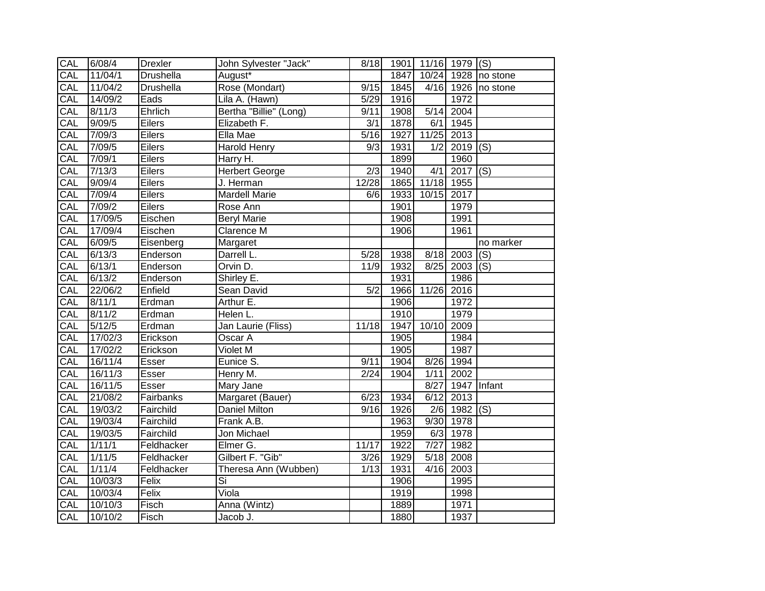| | | | | | | | | |
|---|---|---|---|---|---|---|---|---|
| CAL | 6/08/4 | Drexler | John Sylvester "Jack" | 8/18 | 1901 | 11/16 | 1979 | (S) |
| CAL | 11/04/1 | Drushella | August* | | 1847 | 10/24 | 1928 | no stone |
| CAL | 11/04/2 | Drushella | Rose (Mondart) | 9/15 | 1845 | 4/16 | 1926 | no stone |
| CAL | 14/09/2 | Eads | Lila A. (Hawn) | 5/29 | 1916 | | 1972 | |
| CAL | 8/11/3 | Ehrlich | Bertha "Billie" (Long) | 9/11 | 1908 | 5/14 | 2004 | |
| CAL | 9/09/5 | Eilers | Elizabeth F. | 3/1 | 1878 | 6/1 | 1945 | |
| CAL | 7/09/3 | Eilers | Ella Mae | 5/16 | 1927 | 11/25 | 2013 | |
| CAL | 7/09/5 | Eilers | Harold Henry | 9/3 | 1931 | 1/2 | 2019 | (S) |
| CAL | 7/09/1 | Eilers | Harry H. | | 1899 | | 1960 | |
| CAL | 7/13/3 | Eilers | Herbert George | 2/3 | 1940 | 4/1 | 2017 | (S) |
| CAL | 9/09/4 | Eilers | J. Herman | 12/28 | 1865 | 11/18 | 1955 | |
| CAL | 7/09/4 | Eilers | Mardell Marie | 6/6 | 1933 | 10/15 | 2017 | |
| CAL | 7/09/2 | Eilers | Rose Ann | | 1901 | | 1979 | |
| CAL | 17/09/5 | Eischen | Beryl Marie | | 1908 | | 1991 | |
| CAL | 17/09/4 | Eischen | Clarence M | | 1906 | | 1961 | |
| CAL | 6/09/5 | Eisenberg | Margaret | | | | | no marker |
| CAL | 6/13/3 | Enderson | Darrell L. | 5/28 | 1938 | 8/18 | 2003 | (S) |
| CAL | 6/13/1 | Enderson | Orvin D. | 11/9 | 1932 | 8/25 | 2003 | (S) |
| CAL | 6/13/2 | Enderson | Shirley E. | | 1931 | | 1986 | |
| CAL | 22/06/2 | Enfield | Sean David | 5/2 | 1966 | 11/26 | 2016 | |
| CAL | 8/11/1 | Erdman | Arthur E. | | 1906 | | 1972 | |
| CAL | 8/11/2 | Erdman | Helen L. | | 1910 | | 1979 | |
| CAL | 5/12/5 | Erdman | Jan Laurie (Fliss) | 11/18 | 1947 | 10/10 | 2009 | |
| CAL | 17/02/3 | Erickson | Oscar A | | 1905 | | 1984 | |
| CAL | 17/02/2 | Erickson | Violet M | | 1905 | | 1987 | |
| CAL | 16/11/4 | Esser | Eunice S. | 9/11 | 1904 | 8/26 | 1994 | |
| CAL | 16/11/3 | Esser | Henry M. | 2/24 | 1904 | 1/11 | 2002 | |
| CAL | 16/11/5 | Esser | Mary Jane | | | 8/27 | 1947 | Infant |
| CAL | 21/08/2 | Fairbanks | Margaret (Bauer) | 6/23 | 1934 | 6/12 | 2013 | |
| CAL | 19/03/2 | Fairchild | Daniel Milton | 9/16 | 1926 | 2/6 | 1982 | (S) |
| CAL | 19/03/4 | Fairchild | Frank A.B. | | 1963 | 9/30 | 1978 | |
| CAL | 19/03/5 | Fairchild | Jon Michael | | 1959 | 6/3 | 1978 | |
| CAL | 1/11/1 | Feldhacker | Elmer G. | 11/17 | 1922 | 7/27 | 1982 | |
| CAL | 1/11/5 | Feldhacker | Gilbert F. "Gib" | 3/26 | 1929 | 5/18 | 2008 | |
| CAL | 1/11/4 | Feldhacker | Theresa Ann (Wubben) | 1/13 | 1931 | 4/16 | 2003 | |
| CAL | 10/03/3 | Felix | Si | | 1906 | | 1995 | |
| CAL | 10/03/4 | Felix | Viola | | 1919 | | 1998 | |
| CAL | 10/10/3 | Fisch | Anna (Wintz) | | 1889 | | 1971 | |
| CAL | 10/10/2 | Fisch | Jacob J. | | 1880 | | 1937 | |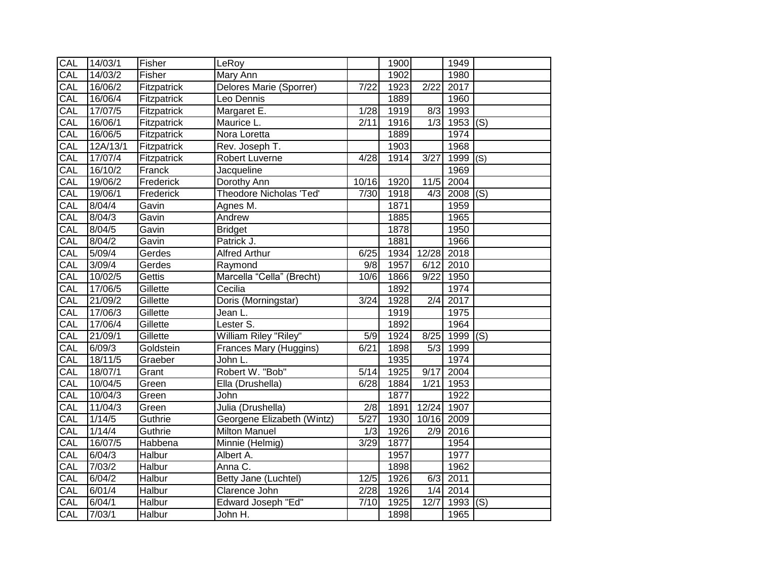| CAL | 14/03/1 | Fisher | LeRoy | | 1900 | | 1949 | |
|---|---|---|---|---|---|---|---|---|
| CAL | 14/03/2 | Fisher | Mary Ann | | 1902 | | 1980 | |
| CAL | 16/06/2 | Fitzpatrick | Delores Marie (Sporrer) | 7/22 | 1923 | 2/22 | 2017 | |
| CAL | 16/06/4 | Fitzpatrick | Leo Dennis | | 1889 | | 1960 | |
| CAL | 17/07/5 | Fitzpatrick | Margaret E. | 1/28 | 1919 | 8/3 | 1993 | |
| CAL | 16/06/1 | Fitzpatrick | Maurice L. | 2/11 | 1916 | 1/3 | 1953 | (S) |
| CAL | 16/06/5 | Fitzpatrick | Nora Loretta | | 1889 | | 1974 | |
| CAL | 12A/13/1 | Fitzpatrick | Rev. Joseph T. | | 1903 | | 1968 | |
| CAL | 17/07/4 | Fitzpatrick | Robert Luverne | 4/28 | 1914 | 3/27 | 1999 | (S) |
| CAL | 16/10/2 | Franck | Jacqueline | | | | 1969 | |
| CAL | 19/06/2 | Frederick | Dorothy Ann | 10/16 | 1920 | 11/5 | 2004 | |
| CAL | 19/06/1 | Frederick | Theodore Nicholas 'Ted' | 7/30 | 1918 | 4/3 | 2008 | (S) |
| CAL | 8/04/4 | Gavin | Agnes M. | | 1871 | | 1959 | |
| CAL | 8/04/3 | Gavin | Andrew | | 1885 | | 1965 | |
| CAL | 8/04/5 | Gavin | Bridget | | 1878 | | 1950 | |
| CAL | 8/04/2 | Gavin | Patrick J. | | 1881 | | 1966 | |
| CAL | 5/09/4 | Gerdes | Alfred Arthur | 6/25 | 1934 | 12/28 | 2018 | |
| CAL | 3/09/4 | Gerdes | Raymond | 9/8 | 1957 | 6/12 | 2010 | |
| CAL | 10/02/5 | Gettis | Marcella “Cella” (Brecht) | 10/6 | 1866 | 9/22 | 1950 | |
| CAL | 17/06/5 | Gillette | Cecilia | | 1892 | | 1974 | |
| CAL | 21/09/2 | Gillette | Doris (Morningstar) | 3/24 | 1928 | 2/4 | 2017 | |
| CAL | 17/06/3 | Gillette | Jean L. | | 1919 | | 1975 | |
| CAL | 17/06/4 | Gillette | Lester S. | | 1892 | | 1964 | |
| CAL | 21/09/1 | Gillette | William Riley "Riley" | 5/9 | 1924 | 8/25 | 1999 | (S) |
| CAL | 6/09/3 | Goldstein | Frances Mary (Huggins) | 6/21 | 1898 | 5/3 | 1999 | |
| CAL | 18/11/5 | Graeber | John L. | | 1935 | | 1974 | |
| CAL | 18/07/1 | Grant | Robert W. "Bob" | 5/14 | 1925 | 9/17 | 2004 | |
| CAL | 10/04/5 | Green | Ella (Drushella) | 6/28 | 1884 | 1/21 | 1953 | |
| CAL | 10/04/3 | Green | John | | 1877 | | 1922 | |
| CAL | 11/04/3 | Green | Julia (Drushella) | 2/8 | 1891 | 12/24 | 1907 | |
| CAL | 1/14/5 | Guthrie | Georgene Elizabeth (Wintz) | 5/27 | 1930 | 10/16 | 2009 | |
| CAL | 1/14/4 | Guthrie | Milton Manuel | 1/3 | 1926 | 2/9 | 2016 | |
| CAL | 16/07/5 | Habbena | Minnie (Helmig) | 3/29 | 1877 | | 1954 | |
| CAL | 6/04/3 | Halbur | Albert A. | | 1957 | | 1977 | |
| CAL | 7/03/2 | Halbur | Anna C. | | 1898 | | 1962 | |
| CAL | 6/04/2 | Halbur | Betty Jane (Luchtel) | 12/5 | 1926 | 6/3 | 2011 | |
| CAL | 6/01/4 | Halbur | Clarence John | 2/28 | 1926 | 1/4 | 2014 | |
| CAL | 6/04/1 | Halbur | Edward Joseph "Ed" | 7/10 | 1925 | 12/7 | 1993 | (S) |
| CAL | 7/03/1 | Halbur | John H. | | 1898 | | 1965 | |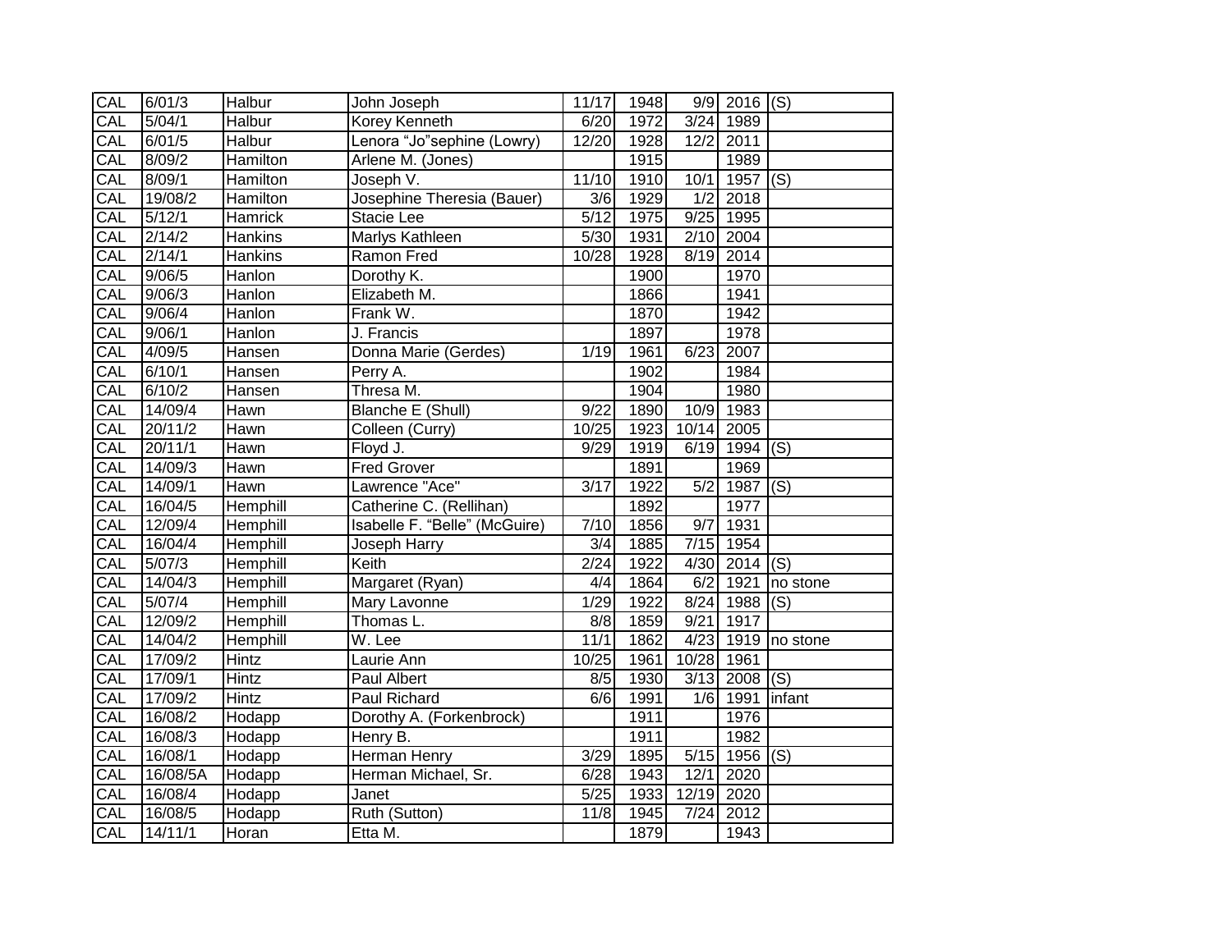| CAL | 6/01/3 | Halbur | John Joseph | 11/17 | 1948 | 9/9 | 2016 | (S) |
|---|---|---|---|---|---|---|---|---|
| CAL | 5/04/1 | Halbur | Korey Kenneth | 6/20 | 1972 | 3/24 | 1989 | |
| CAL | 6/01/5 | Halbur | Lenora "Jo"sephine (Lowry) | 12/20 | 1928 | 12/2 | 2011 | |
| CAL | 8/09/2 | Hamilton | Arlene M. (Jones) | | 1915 | | 1989 | |
| CAL | 8/09/1 | Hamilton | Joseph V. | 11/10 | 1910 | 10/1 | 1957 | (S) |
| CAL | 19/08/2 | Hamilton | Josephine Theresia (Bauer) | 3/6 | 1929 | 1/2 | 2018 | |
| CAL | 5/12/1 | Hamrick | Stacie Lee | 5/12 | 1975 | 9/25 | 1995 | |
| CAL | 2/14/2 | Hankins | Marlys Kathleen | 5/30 | 1931 | 2/10 | 2004 | |
| CAL | 2/14/1 | Hankins | Ramon Fred | 10/28 | 1928 | 8/19 | 2014 | |
| CAL | 9/06/5 | Hanlon | Dorothy K. | | 1900 | | 1970 | |
| CAL | 9/06/3 | Hanlon | Elizabeth M. | | 1866 | | 1941 | |
| CAL | 9/06/4 | Hanlon | Frank W. | | 1870 | | 1942 | |
| CAL | 9/06/1 | Hanlon | J. Francis | | 1897 | | 1978 | |
| CAL | 4/09/5 | Hansen | Donna Marie (Gerdes) | 1/19 | 1961 | 6/23 | 2007 | |
| CAL | 6/10/1 | Hansen | Perry A. | | 1902 | | 1984 | |
| CAL | 6/10/2 | Hansen | Thresa M. | | 1904 | | 1980 | |
| CAL | 14/09/4 | Hawn | Blanche E (Shull) | 9/22 | 1890 | 10/9 | 1983 | |
| CAL | 20/11/2 | Hawn | Colleen (Curry) | 10/25 | 1923 | 10/14 | 2005 | |
| CAL | 20/11/1 | Hawn | Floyd J. | 9/29 | 1919 | 6/19 | 1994 | (S) |
| CAL | 14/09/3 | Hawn | Fred Grover | | 1891 | | 1969 | |
| CAL | 14/09/1 | Hawn | Lawrence "Ace" | 3/17 | 1922 | 5/2 | 1987 | (S) |
| CAL | 16/04/5 | Hemphill | Catherine C. (Rellihan) | | 1892 | | 1977 | |
| CAL | 12/09/4 | Hemphill | Isabelle F. "Belle" (McGuire) | 7/10 | 1856 | 9/7 | 1931 | |
| CAL | 16/04/4 | Hemphill | Joseph Harry | 3/4 | 1885 | 7/15 | 1954 | |
| CAL | 5/07/3 | Hemphill | Keith | 2/24 | 1922 | 4/30 | 2014 | (S) |
| CAL | 14/04/3 | Hemphill | Margaret (Ryan) | 4/4 | 1864 | 6/2 | 1921 | no stone |
| CAL | 5/07/4 | Hemphill | Mary Lavonne | 1/29 | 1922 | 8/24 | 1988 | (S) |
| CAL | 12/09/2 | Hemphill | Thomas L. | 8/8 | 1859 | 9/21 | 1917 | |
| CAL | 14/04/2 | Hemphill | W. Lee | 11/1 | 1862 | 4/23 | 1919 | no stone |
| CAL | 17/09/2 | Hintz | Laurie Ann | 10/25 | 1961 | 10/28 | 1961 | |
| CAL | 17/09/1 | Hintz | Paul Albert | 8/5 | 1930 | 3/13 | 2008 | (S) |
| CAL | 17/09/2 | Hintz | Paul Richard | 6/6 | 1991 | 1/6 | 1991 | infant |
| CAL | 16/08/2 | Hodapp | Dorothy A. (Forkenbrock) | | 1911 | | 1976 | |
| CAL | 16/08/3 | Hodapp | Henry B. | | 1911 | | 1982 | |
| CAL | 16/08/1 | Hodapp | Herman Henry | 3/29 | 1895 | 5/15 | 1956 | (S) |
| CAL | 16/08/5A | Hodapp | Herman Michael, Sr. | 6/28 | 1943 | 12/1 | 2020 | |
| CAL | 16/08/4 | Hodapp | Janet | 5/25 | 1933 | 12/19 | 2020 | |
| CAL | 16/08/5 | Hodapp | Ruth (Sutton) | 11/8 | 1945 | 7/24 | 2012 | |
| CAL | 14/11/1 | Horan | Etta M. | | 1879 | | 1943 | |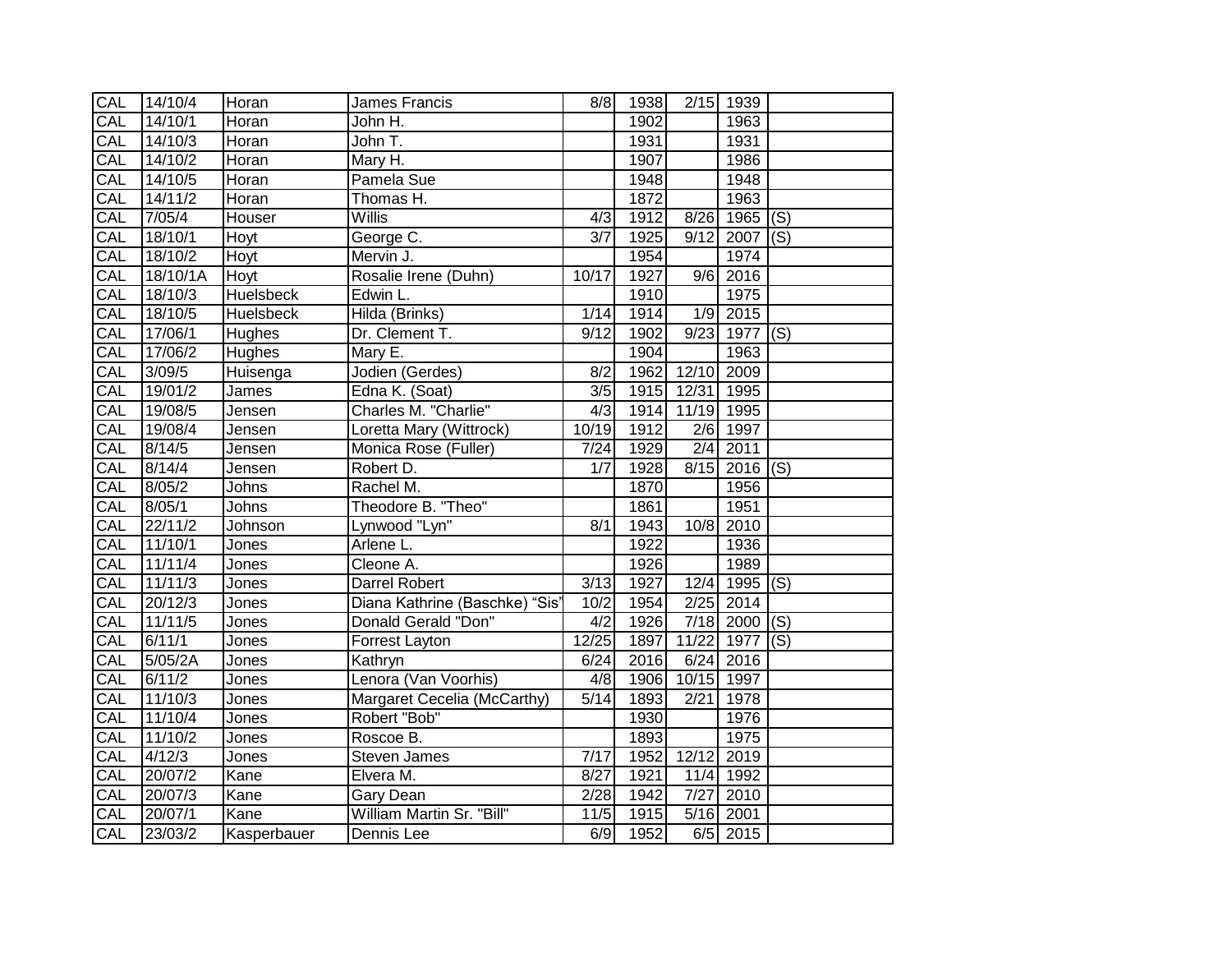| CAL | 14/10/4 | Horan | James Francis | 8/8 | 1938 | 2/15 | 1939 | |
|---|---|---|---|---|---|---|---|---|
| CAL | 14/10/1 | Horan | John H. | | 1902 | | 1963 | |
| CAL | 14/10/3 | Horan | John T. | | 1931 | | 1931 | |
| CAL | 14/10/2 | Horan | Mary H. | | 1907 | | 1986 | |
| CAL | 14/10/5 | Horan | Pamela Sue | | 1948 | | 1948 | |
| CAL | 14/11/2 | Horan | Thomas H. | | 1872 | | 1963 | |
| CAL | 7/05/4 | Houser | Willis | 4/3 | 1912 | 8/26 | 1965 | (S) |
| CAL | 18/10/1 | Hoyt | George C. | 3/7 | 1925 | 9/12 | 2007 | (S) |
| CAL | 18/10/2 | Hoyt | Mervin J. | | 1954 | | 1974 | |
| CAL | 18/10/1A | Hoyt | Rosalie Irene (Duhn) | 10/17 | 1927 | 9/6 | 2016 | |
| CAL | 18/10/3 | Huelsbeck | Edwin L. | | 1910 | | 1975 | |
| CAL | 18/10/5 | Huelsbeck | Hilda (Brinks) | 1/14 | 1914 | 1/9 | 2015 | |
| CAL | 17/06/1 | Hughes | Dr. Clement T. | 9/12 | 1902 | 9/23 | 1977 | (S) |
| CAL | 17/06/2 | Hughes | Mary E. | | 1904 | | 1963 | |
| CAL | 3/09/5 | Huisenga | Jodien (Gerdes) | 8/2 | 1962 | 12/10 | 2009 | |
| CAL | 19/01/2 | James | Edna K. (Soat) | 3/5 | 1915 | 12/31 | 1995 | |
| CAL | 19/08/5 | Jensen | Charles M. "Charlie" | 4/3 | 1914 | 11/19 | 1995 | |
| CAL | 19/08/4 | Jensen | Loretta Mary (Wittrock) | 10/19 | 1912 | 2/6 | 1997 | |
| CAL | 8/14/5 | Jensen | Monica Rose (Fuller) | 7/24 | 1929 | 2/4 | 2011 | |
| CAL | 8/14/4 | Jensen | Robert D. | 1/7 | 1928 | 8/15 | 2016 | (S) |
| CAL | 8/05/2 | Johns | Rachel M. | | 1870 | | 1956 | |
| CAL | 8/05/1 | Johns | Theodore B. "Theo" | | 1861 | | 1951 | |
| CAL | 22/11/2 | Johnson | Lynwood "Lyn" | 8/1 | 1943 | 10/8 | 2010 | |
| CAL | 11/10/1 | Jones | Arlene L. | | 1922 | | 1936 | |
| CAL | 11/11/4 | Jones | Cleone A. | | 1926 | | 1989 | |
| CAL | 11/11/3 | Jones | Darrel Robert | 3/13 | 1927 | 12/4 | 1995 | (S) |
| CAL | 20/12/3 | Jones | Diana Kathrine (Baschke) "Sis" | 10/2 | 1954 | 2/25 | 2014 | |
| CAL | 11/11/5 | Jones | Donald Gerald "Don" | 4/2 | 1926 | 7/18 | 2000 | (S) |
| CAL | 6/11/1 | Jones | Forrest Layton | 12/25 | 1897 | 11/22 | 1977 | (S) |
| CAL | 5/05/2A | Jones | Kathryn | 6/24 | 2016 | 6/24 | 2016 | |
| CAL | 6/11/2 | Jones | Lenora (Van Voorhis) | 4/8 | 1906 | 10/15 | 1997 | |
| CAL | 11/10/3 | Jones | Margaret Cecelia (McCarthy) | 5/14 | 1893 | 2/21 | 1978 | |
| CAL | 11/10/4 | Jones | Robert "Bob" | | 1930 | | 1976 | |
| CAL | 11/10/2 | Jones | Roscoe B. | | 1893 | | 1975 | |
| CAL | 4/12/3 | Jones | Steven James | 7/17 | 1952 | 12/12 | 2019 | |
| CAL | 20/07/2 | Kane | Elvera M. | 8/27 | 1921 | 11/4 | 1992 | |
| CAL | 20/07/3 | Kane | Gary Dean | 2/28 | 1942 | 7/27 | 2010 | |
| CAL | 20/07/1 | Kane | William Martin Sr. "Bill" | 11/5 | 1915 | 5/16 | 2001 | |
| CAL | 23/03/2 | Kasperbauer | Dennis Lee | 6/9 | 1952 | 6/5 | 2015 | |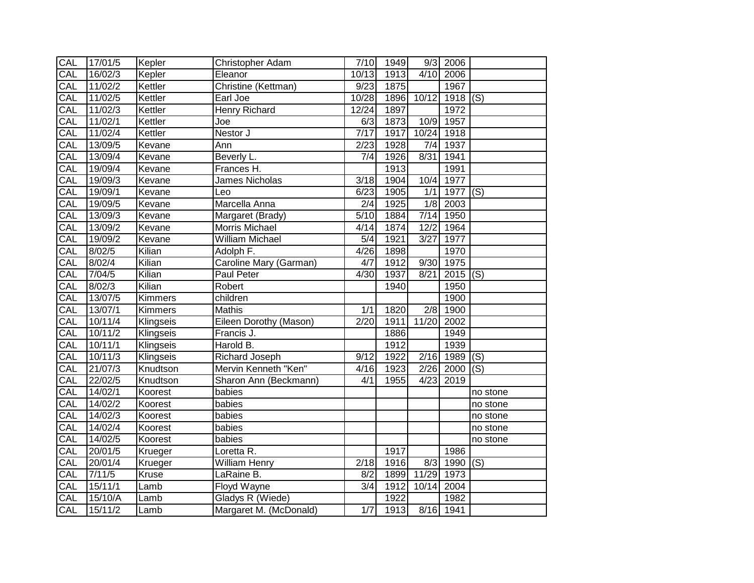| CAL | 17/01/5 | Kepler | Christopher Adam | 7/10 | 1949 | 9/3 | 2006 | |
|---|---|---|---|---|---|---|---|---|
| CAL | 16/02/3 | Kepler | Eleanor | 10/13 | 1913 | 4/10 | 2006 | |
| CAL | 11/02/2 | Kettler | Christine (Kettman) | 9/23 | 1875 | | 1967 | |
| CAL | 11/02/5 | Kettler | Earl Joe | 10/28 | 1896 | 10/12 | 1918 | (S) |
| CAL | 11/02/3 | Kettler | Henry Richard | 12/24 | 1897 | | 1972 | |
| CAL | 11/02/1 | Kettler | Joe | 6/3 | 1873 | 10/9 | 1957 | |
| CAL | 11/02/4 | Kettler | Nestor J | 7/17 | 1917 | 10/24 | 1918 | |
| CAL | 13/09/5 | Kevane | Ann | 2/23 | 1928 | 7/4 | 1937 | |
| CAL | 13/09/4 | Kevane | Beverly L. | 7/4 | 1926 | 8/31 | 1941 | |
| CAL | 19/09/4 | Kevane | Frances H. | | 1913 | | 1991 | |
| CAL | 19/09/3 | Kevane | James Nicholas | 3/18 | 1904 | 10/4 | 1977 | |
| CAL | 19/09/1 | Kevane | Leo | 6/23 | 1905 | 1/1 | 1977 | (S) |
| CAL | 19/09/5 | Kevane | Marcella Anna | 2/4 | 1925 | 1/8 | 2003 | |
| CAL | 13/09/3 | Kevane | Margaret (Brady) | 5/10 | 1884 | 7/14 | 1950 | |
| CAL | 13/09/2 | Kevane | Morris Michael | 4/14 | 1874 | 12/2 | 1964 | |
| CAL | 19/09/2 | Kevane | William Michael | 5/4 | 1921 | 3/27 | 1977 | |
| CAL | 8/02/5 | Kilian | Adolph F. | 4/26 | 1898 | | 1970 | |
| CAL | 8/02/4 | Kilian | Caroline Mary (Garman) | 4/7 | 1912 | 9/30 | 1975 | |
| CAL | 7/04/5 | Kilian | Paul Peter | 4/30 | 1937 | 8/21 | 2015 | (S) |
| CAL | 8/02/3 | Kilian | Robert | | 1940 | | 1950 | |
| CAL | 13/07/5 | Kimmers | children | | | | 1900 | |
| CAL | 13/07/1 | Kimmers | Mathis | 1/1 | 1820 | 2/8 | 1900 | |
| CAL | 10/11/4 | Klingseis | Eileen Dorothy (Mason) | 2/20 | 1911 | 11/20 | 2002 | |
| CAL | 10/11/2 | Klingseis | Francis J. | | 1886 | | 1949 | |
| CAL | 10/11/1 | Klingseis | Harold B. | | 1912 | | 1939 | |
| CAL | 10/11/3 | Klingseis | Richard Joseph | 9/12 | 1922 | 2/16 | 1989 | (S) |
| CAL | 21/07/3 | Knudtson | Mervin Kenneth "Ken" | 4/16 | 1923 | 2/26 | 2000 | (S) |
| CAL | 22/02/5 | Knudtson | Sharon Ann (Beckmann) | 4/1 | 1955 | 4/23 | 2019 | |
| CAL | 14/02/1 | Koorest | babies | | | | | no stone |
| CAL | 14/02/2 | Koorest | babies | | | | | no stone |
| CAL | 14/02/3 | Koorest | babies | | | | | no stone |
| CAL | 14/02/4 | Koorest | babies | | | | | no stone |
| CAL | 14/02/5 | Koorest | babies | | | | | no stone |
| CAL | 20/01/5 | Krueger | Loretta R. | | 1917 | | 1986 | |
| CAL | 20/01/4 | Krueger | William Henry | 2/18 | 1916 | 8/3 | 1990 | (S) |
| CAL | 7/11/5 | Kruse | LaRaine B. | 8/2 | 1899 | 11/29 | 1973 | |
| CAL | 15/11/1 | Lamb | Floyd Wayne | 3/4 | 1912 | 10/14 | 2004 | |
| CAL | 15/10/A | Lamb | Gladys R (Wiede) | | 1922 | | 1982 | |
| CAL | 15/11/2 | Lamb | Margaret M. (McDonald) | 1/7 | 1913 | 8/16 | 1941 | |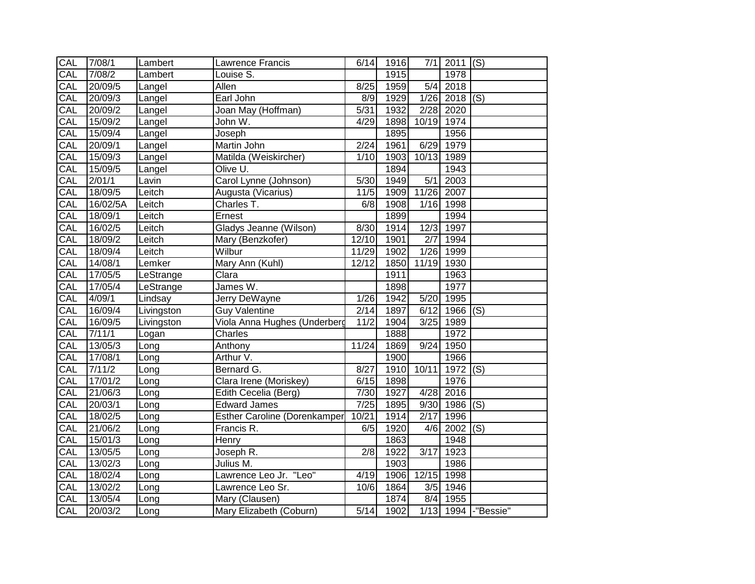| CAL | 7/08/1 | Lambert | Lawrence Francis | 6/14 | 1916 | 7/1 | 2011 | (S) |
|---|---|---|---|---|---|---|---|---|
| CAL | 7/08/2 | Lambert | Louise S. | | 1915 | | 1978 | |
| CAL | 20/09/5 | Langel | Allen | 8/25 | 1959 | 5/4 | 2018 | |
| CAL | 20/09/3 | Langel | Earl John | 8/9 | 1929 | 1/26 | 2018 | (S) |
| CAL | 20/09/2 | Langel | Joan May (Hoffman) | 5/31 | 1932 | 2/28 | 2020 | |
| CAL | 15/09/2 | Langel | John W. | 4/29 | 1898 | 10/19 | 1974 | |
| CAL | 15/09/4 | Langel | Joseph | | 1895 | | 1956 | |
| CAL | 20/09/1 | Langel | Martin John | 2/24 | 1961 | 6/29 | 1979 | |
| CAL | 15/09/3 | Langel | Matilda (Weiskircher) | 1/10 | 1903 | 10/13 | 1989 | |
| CAL | 15/09/5 | Langel | Olive U. | | 1894 | | 1943 | |
| CAL | 2/01/1 | Lavin | Carol Lynne (Johnson) | 5/30 | 1949 | 5/1 | 2003 | |
| CAL | 18/09/5 | Leitch | Augusta (Vicarius) | 11/5 | 1909 | 11/26 | 2007 | |
| CAL | 16/02/5A | Leitch | Charles T. | 6/8 | 1908 | 1/16 | 1998 | |
| CAL | 18/09/1 | Leitch | Ernest | | 1899 | | 1994 | |
| CAL | 16/02/5 | Leitch | Gladys Jeanne (Wilson) | 8/30 | 1914 | 12/3 | 1997 | |
| CAL | 18/09/2 | Leitch | Mary (Benzkofer) | 12/10 | 1901 | 2/7 | 1994 | |
| CAL | 18/09/4 | Leitch | Wilbur | 11/29 | 1902 | 1/26 | 1999 | |
| CAL | 14/08/1 | Lemker | Mary Ann (Kuhl) | 12/12 | 1850 | 11/19 | 1930 | |
| CAL | 17/05/5 | LeStrange | Clara | | 1911 | | 1963 | |
| CAL | 17/05/4 | LeStrange | James W. | | 1898 | | 1977 | |
| CAL | 4/09/1 | Lindsay | Jerry DeWayne | 1/26 | 1942 | 5/20 | 1995 | |
| CAL | 16/09/4 | Livingston | Guy Valentine | 2/14 | 1897 | 6/12 | 1966 | (S) |
| CAL | 16/09/5 | Livingston | Viola Anna Hughes (Underberg | 11/2 | 1904 | 3/25 | 1989 | |
| CAL | 7/11/1 | Logan | Charles | | 1888 | | 1972 | |
| CAL | 13/05/3 | Long | Anthony | 11/24 | 1869 | 9/24 | 1950 | |
| CAL | 17/08/1 | Long | Arthur V. | | 1900 | | 1966 | |
| CAL | 7/11/2 | Long | Bernard G. | 8/27 | 1910 | 10/11 | 1972 | (S) |
| CAL | 17/01/2 | Long | Clara Irene (Moriskey) | 6/15 | 1898 | | 1976 | |
| CAL | 21/06/3 | Long | Edith Cecelia (Berg) | 7/30 | 1927 | 4/28 | 2016 | |
| CAL | 20/03/1 | Long | Edward James | 7/25 | 1895 | 9/30 | 1986 | (S) |
| CAL | 18/02/5 | Long | Esther Caroline (Dorenkamper | 10/21 | 1914 | 2/17 | 1996 | |
| CAL | 21/06/2 | Long | Francis R. | 6/5 | 1920 | 4/6 | 2002 | (S) |
| CAL | 15/01/3 | Long | Henry | | 1863 | | 1948 | |
| CAL | 13/05/5 | Long | Joseph R. | 2/8 | 1922 | 3/17 | 1923 | |
| CAL | 13/02/3 | Long | Julius M. | | 1903 | | 1986 | |
| CAL | 18/02/4 | Long | Lawrence Leo Jr. "Leo" | 4/19 | 1906 | 12/15 | 1998 | |
| CAL | 13/02/2 | Long | Lawrence Leo Sr. | 10/6 | 1864 | 3/5 | 1946 | |
| CAL | 13/05/4 | Long | Mary (Clausen) | | 1874 | 8/4 | 1955 | |
| CAL | 20/03/2 | Long | Mary Elizabeth (Coburn) | 5/14 | 1902 | 1/13 | 1994 | -"Bessie" |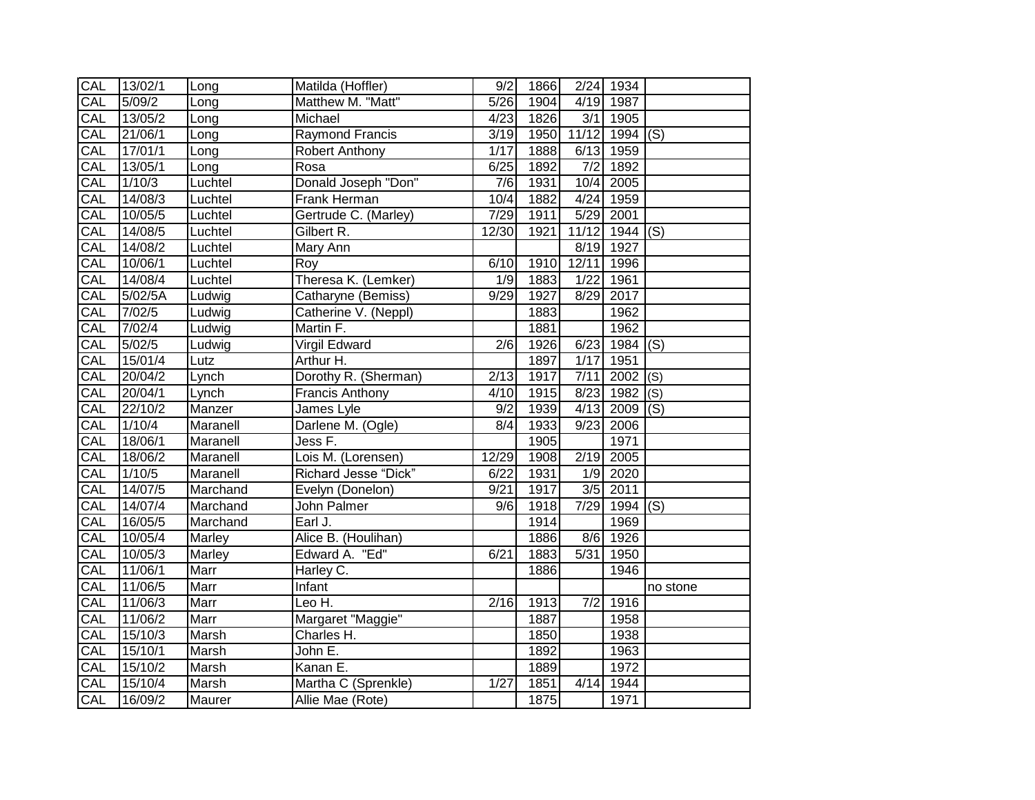| | | | | | | | | |
|---|---|---|---|---|---|---|---|---|
| CAL | 13/02/1 | Long | Matilda (Hoffler) | 9/2 | 1866 | 2/24 | 1934 | |
| CAL | 5/09/2 | Long | Matthew M. "Matt" | 5/26 | 1904 | 4/19 | 1987 | |
| CAL | 13/05/2 | Long | Michael | 4/23 | 1826 | 3/1 | 1905 | |
| CAL | 21/06/1 | Long | Raymond Francis | 3/19 | 1950 | 11/12 | 1994 | (S) |
| CAL | 17/01/1 | Long | Robert Anthony | 1/17 | 1888 | 6/13 | 1959 | |
| CAL | 13/05/1 | Long | Rosa | 6/25 | 1892 | 7/2 | 1892 | |
| CAL | 1/10/3 | Luchtel | Donald Joseph "Don" | 7/6 | 1931 | 10/4 | 2005 | |
| CAL | 14/08/3 | Luchtel | Frank Herman | 10/4 | 1882 | 4/24 | 1959 | |
| CAL | 10/05/5 | Luchtel | Gertrude C. (Marley) | 7/29 | 1911 | 5/29 | 2001 | |
| CAL | 14/08/5 | Luchtel | Gilbert R. | 12/30 | 1921 | 11/12 | 1944 | (S) |
| CAL | 14/08/2 | Luchtel | Mary Ann | | | 8/19 | 1927 | |
| CAL | 10/06/1 | Luchtel | Roy | 6/10 | 1910 | 12/11 | 1996 | |
| CAL | 14/08/4 | Luchtel | Theresa K. (Lemker) | 1/9 | 1883 | 1/22 | 1961 | |
| CAL | 5/02/5A | Ludwig | Catharyne (Bemiss) | 9/29 | 1927 | 8/29 | 2017 | |
| CAL | 7/02/5 | Ludwig | Catherine V. (Neppl) | | 1883 | | 1962 | |
| CAL | 7/02/4 | Ludwig | Martin F. | | 1881 | | 1962 | |
| CAL | 5/02/5 | Ludwig | Virgil Edward | 2/6 | 1926 | 6/23 | 1984 | (S) |
| CAL | 15/01/4 | Lutz | Arthur H. | | 1897 | 1/17 | 1951 | |
| CAL | 20/04/2 | Lynch | Dorothy R. (Sherman) | 2/13 | 1917 | 7/11 | 2002 | (S) |
| CAL | 20/04/1 | Lynch | Francis Anthony | 4/10 | 1915 | 8/23 | 1982 | (S) |
| CAL | 22/10/2 | Manzer | James Lyle | 9/2 | 1939 | 4/13 | 2009 | (S) |
| CAL | 1/10/4 | Maranell | Darlene M. (Ogle) | 8/4 | 1933 | 9/23 | 2006 | |
| CAL | 18/06/1 | Maranell | Jess F. | | 1905 | | 1971 | |
| CAL | 18/06/2 | Maranell | Lois M. (Lorensen) | 12/29 | 1908 | 2/19 | 2005 | |
| CAL | 1/10/5 | Maranell | Richard Jesse “Dick” | 6/22 | 1931 | 1/9 | 2020 | |
| CAL | 14/07/5 | Marchand | Evelyn (Donelon) | 9/21 | 1917 | 3/5 | 2011 | |
| CAL | 14/07/4 | Marchand | John Palmer | 9/6 | 1918 | 7/29 | 1994 | (S) |
| CAL | 16/05/5 | Marchand | Earl J. | | 1914 | | 1969 | |
| CAL | 10/05/4 | Marley | Alice B. (Houlihan) | | 1886 | 8/6 | 1926 | |
| CAL | 10/05/3 | Marley | Edward A. "Ed" | 6/21 | 1883 | 5/31 | 1950 | |
| CAL | 11/06/1 | Marr | Harley C. | | 1886 | | 1946 | |
| CAL | 11/06/5 | Marr | Infant | | | | | no stone |
| CAL | 11/06/3 | Marr | Leo H. | 2/16 | 1913 | 7/2 | 1916 | |
| CAL | 11/06/2 | Marr | Margaret "Maggie" | | 1887 | | 1958 | |
| CAL | 15/10/3 | Marsh | Charles H. | | 1850 | | 1938 | |
| CAL | 15/10/1 | Marsh | John E. | | 1892 | | 1963 | |
| CAL | 15/10/2 | Marsh | Kanan E. | | 1889 | | 1972 | |
| CAL | 15/10/4 | Marsh | Martha C (Sprenkle) | 1/27 | 1851 | 4/14 | 1944 | |
| CAL | 16/09/2 | Maurer | Allie Mae (Rote) | | 1875 | | 1971 | |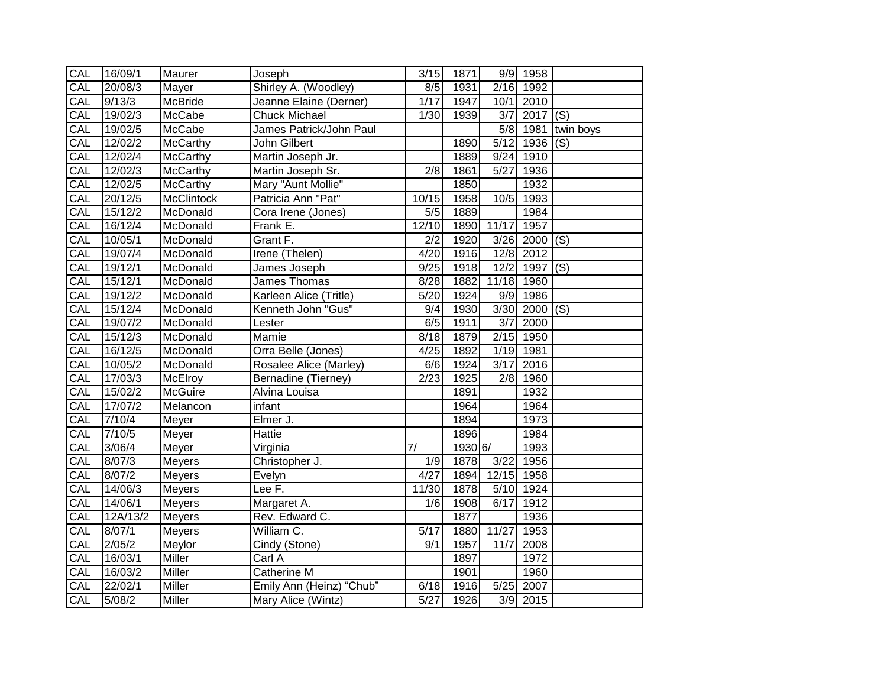| CAL | 16/09/1 | Maurer | Joseph | 3/15 | 1871 | 9/9 | 1958 | |
|---|---|---|---|---|---|---|---|---|
| CAL | 20/08/3 | Mayer | Shirley A. (Woodley) | 8/5 | 1931 | 2/16 | 1992 | |
| CAL | 9/13/3 | McBride | Jeanne Elaine (Derner) | 1/17 | 1947 | 10/1 | 2010 | |
| CAL | 19/02/3 | McCabe | Chuck Michael | 1/30 | 1939 | 3/7 | 2017 | (S) |
| CAL | 19/02/5 | McCabe | James Patrick/John Paul | | | 5/8 | 1981 | twin boys |
| CAL | 12/02/2 | McCarthy | John Gilbert | | 1890 | 5/12 | 1936 | (S) |
| CAL | 12/02/4 | McCarthy | Martin Joseph Jr. | | 1889 | 9/24 | 1910 | |
| CAL | 12/02/3 | McCarthy | Martin Joseph Sr. | 2/8 | 1861 | 5/27 | 1936 | |
| CAL | 12/02/5 | McCarthy | Mary "Aunt Mollie" | | 1850 | | 1932 | |
| CAL | 20/12/5 | McClintock | Patricia Ann "Pat" | 10/15 | 1958 | 10/5 | 1993 | |
| CAL | 15/12/2 | McDonald | Cora Irene (Jones) | 5/5 | 1889 | | 1984 | |
| CAL | 16/12/4 | McDonald | Frank E. | 12/10 | 1890 | 11/17 | 1957 | |
| CAL | 10/05/1 | McDonald | Grant F. | 2/2 | 1920 | 3/26 | 2000 | (S) |
| CAL | 19/07/4 | McDonald | Irene (Thelen) | 4/20 | 1916 | 12/8 | 2012 | |
| CAL | 19/12/1 | McDonald | James Joseph | 9/25 | 1918 | 12/2 | 1997 | (S) |
| CAL | 15/12/1 | McDonald | James Thomas | 8/28 | 1882 | 11/18 | 1960 | |
| CAL | 19/12/2 | McDonald | Karleen Alice (Tritle) | 5/20 | 1924 | 9/9 | 1986 | |
| CAL | 15/12/4 | McDonald | Kenneth John "Gus" | 9/4 | 1930 | 3/30 | 2000 | (S) |
| CAL | 19/07/2 | McDonald | Lester | 6/5 | 1911 | 3/7 | 2000 | |
| CAL | 15/12/3 | McDonald | Mamie | 8/18 | 1879 | 2/15 | 1950 | |
| CAL | 16/12/5 | McDonald | Orra Belle (Jones) | 4/25 | 1892 | 1/19 | 1981 | |
| CAL | 10/05/2 | McDonald | Rosalee Alice (Marley) | 6/6 | 1924 | 3/17 | 2016 | |
| CAL | 17/03/3 | McElroy | Bernadine (Tierney) | 2/23 | 1925 | 2/8 | 1960 | |
| CAL | 15/02/2 | McGuire | Alvina Louisa | | 1891 | | 1932 | |
| CAL | 17/07/2 | Melancon | infant | | 1964 | | 1964 | |
| CAL | 7/10/4 | Meyer | Elmer J. | | 1894 | | 1973 | |
| CAL | 7/10/5 | Meyer | Hattie | | 1896 | | 1984 | |
| CAL | 3/06/4 | Meyer | Virginia | 7/ | 1930 | 6/ | 1993 | |
| CAL | 8/07/3 | Meyers | Christopher J. | 1/9 | 1878 | 3/22 | 1956 | |
| CAL | 8/07/2 | Meyers | Evelyn | 4/27 | 1894 | 12/15 | 1958 | |
| CAL | 14/06/3 | Meyers | Lee F. | 11/30 | 1878 | 5/10 | 1924 | |
| CAL | 14/06/1 | Meyers | Margaret A. | 1/6 | 1908 | 6/17 | 1912 | |
| CAL | 12A/13/2 | Meyers | Rev. Edward C. | | 1877 | | 1936 | |
| CAL | 8/07/1 | Meyers | William C. | 5/17 | 1880 | 11/27 | 1953 | |
| CAL | 2/05/2 | Meylor | Cindy (Stone) | 9/1 | 1957 | 11/7 | 2008 | |
| CAL | 16/03/1 | Miller | Carl A | | 1897 | | 1972 | |
| CAL | 16/03/2 | Miller | Catherine M | | 1901 | | 1960 | |
| CAL | 22/02/1 | Miller | Emily Ann (Heinz) "Chub" | 6/18 | 1916 | 5/25 | 2007 | |
| CAL | 5/08/2 | Miller | Mary Alice (Wintz) | 5/27 | 1926 | 3/9 | 2015 | |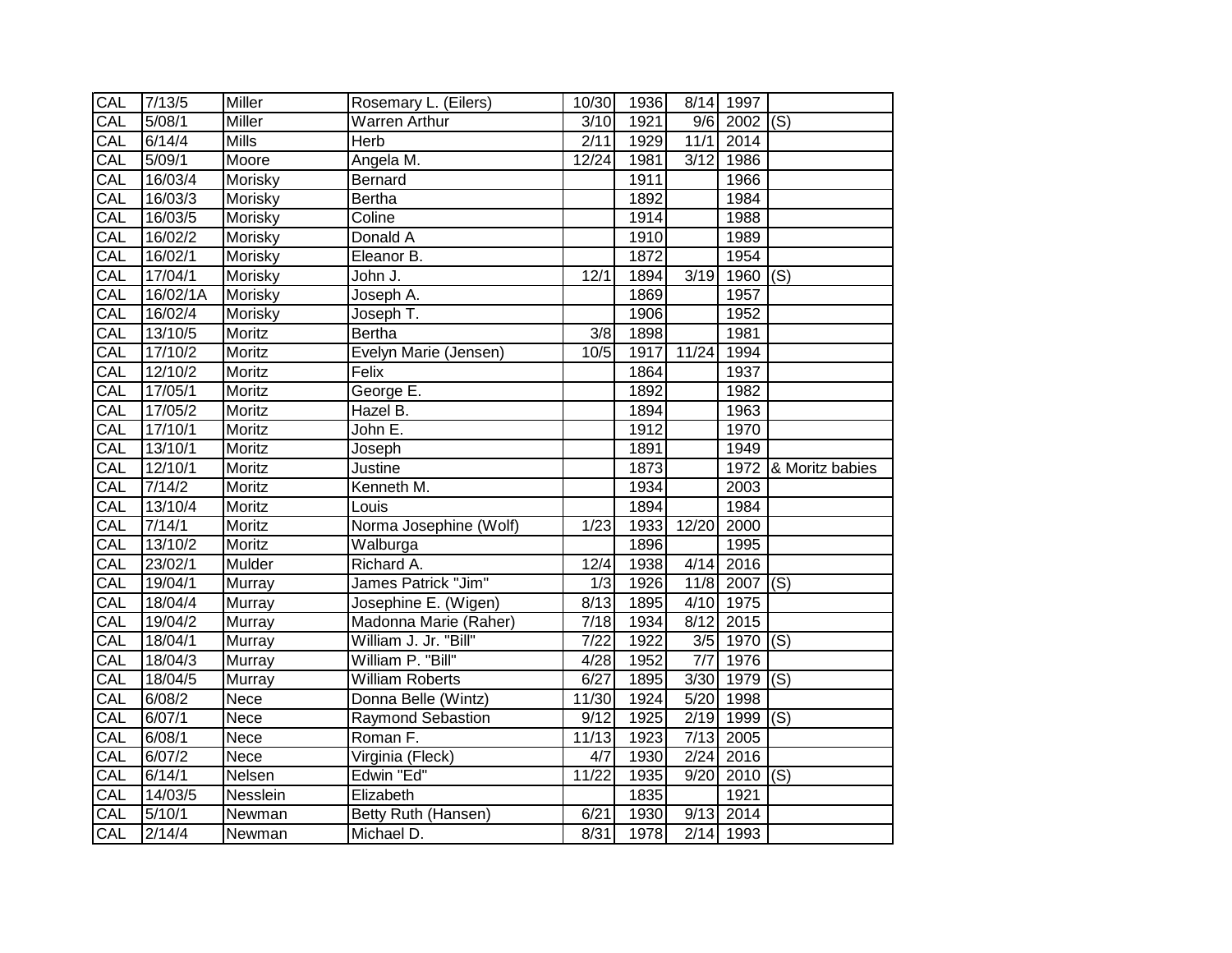| | | | | | | | | |
|---|---|---|---|---|---|---|---|---|
| CAL | 7/13/5 | Miller | Rosemary L. (Eilers) | 10/30 | 1936 | 8/14 | 1997 | |
| CAL | 5/08/1 | Miller | Warren Arthur | 3/10 | 1921 | 9/6 | 2002 | (S) |
| CAL | 6/14/4 | Mills | Herb | 2/11 | 1929 | 11/1 | 2014 | |
| CAL | 5/09/1 | Moore | Angela M. | 12/24 | 1981 | 3/12 | 1986 | |
| CAL | 16/03/4 | Morisky | Bernard | | 1911 | | 1966 | |
| CAL | 16/03/3 | Morisky | Bertha | | 1892 | | 1984 | |
| CAL | 16/03/5 | Morisky | Coline | | 1914 | | 1988 | |
| CAL | 16/02/2 | Morisky | Donald A | | 1910 | | 1989 | |
| CAL | 16/02/1 | Morisky | Eleanor B. | | 1872 | | 1954 | |
| CAL | 17/04/1 | Morisky | John J. | 12/1 | 1894 | 3/19 | 1960 | (S) |
| CAL | 16/02/1A | Morisky | Joseph A. | | 1869 | | 1957 | |
| CAL | 16/02/4 | Morisky | Joseph T. | | 1906 | | 1952 | |
| CAL | 13/10/5 | Moritz | Bertha | 3/8 | 1898 | | 1981 | |
| CAL | 17/10/2 | Moritz | Evelyn Marie (Jensen) | 10/5 | 1917 | 11/24 | 1994 | |
| CAL | 12/10/2 | Moritz | Felix | | 1864 | | 1937 | |
| CAL | 17/05/1 | Moritz | George E. | | 1892 | | 1982 | |
| CAL | 17/05/2 | Moritz | Hazel B. | | 1894 | | 1963 | |
| CAL | 17/10/1 | Moritz | John E. | | 1912 | | 1970 | |
| CAL | 13/10/1 | Moritz | Joseph | | 1891 | | 1949 | |
| CAL | 12/10/1 | Moritz | Justine | | 1873 | | 1972 | & Moritz babies |
| CAL | 7/14/2 | Moritz | Kenneth M. | | 1934 | | 2003 | |
| CAL | 13/10/4 | Moritz | Louis | | 1894 | | 1984 | |
| CAL | 7/14/1 | Moritz | Norma Josephine (Wolf) | 1/23 | 1933 | 12/20 | 2000 | |
| CAL | 13/10/2 | Moritz | Walburga | | 1896 | | 1995 | |
| CAL | 23/02/1 | Mulder | Richard A. | 12/4 | 1938 | 4/14 | 2016 | |
| CAL | 19/04/1 | Murray | James Patrick "Jim" | 1/3 | 1926 | 11/8 | 2007 | (S) |
| CAL | 18/04/4 | Murray | Josephine E. (Wigen) | 8/13 | 1895 | 4/10 | 1975 | |
| CAL | 19/04/2 | Murray | Madonna Marie (Raher) | 7/18 | 1934 | 8/12 | 2015 | |
| CAL | 18/04/1 | Murray | William J. Jr. "Bill" | 7/22 | 1922 | 3/5 | 1970 | (S) |
| CAL | 18/04/3 | Murray | William P. "Bill" | 4/28 | 1952 | 7/7 | 1976 | |
| CAL | 18/04/5 | Murray | William Roberts | 6/27 | 1895 | 3/30 | 1979 | (S) |
| CAL | 6/08/2 | Nece | Donna Belle (Wintz) | 11/30 | 1924 | 5/20 | 1998 | |
| CAL | 6/07/1 | Nece | Raymond Sebastion | 9/12 | 1925 | 2/19 | 1999 | (S) |
| CAL | 6/08/1 | Nece | Roman F. | 11/13 | 1923 | 7/13 | 2005 | |
| CAL | 6/07/2 | Nece | Virginia (Fleck) | 4/7 | 1930 | 2/24 | 2016 | |
| CAL | 6/14/1 | Nelsen | Edwin "Ed" | 11/22 | 1935 | 9/20 | 2010 | (S) |
| CAL | 14/03/5 | Nesslein | Elizabeth | | 1835 | | 1921 | |
| CAL | 5/10/1 | Newman | Betty Ruth (Hansen) | 6/21 | 1930 | 9/13 | 2014 | |
| CAL | 2/14/4 | Newman | Michael D. | 8/31 | 1978 | 2/14 | 1993 | |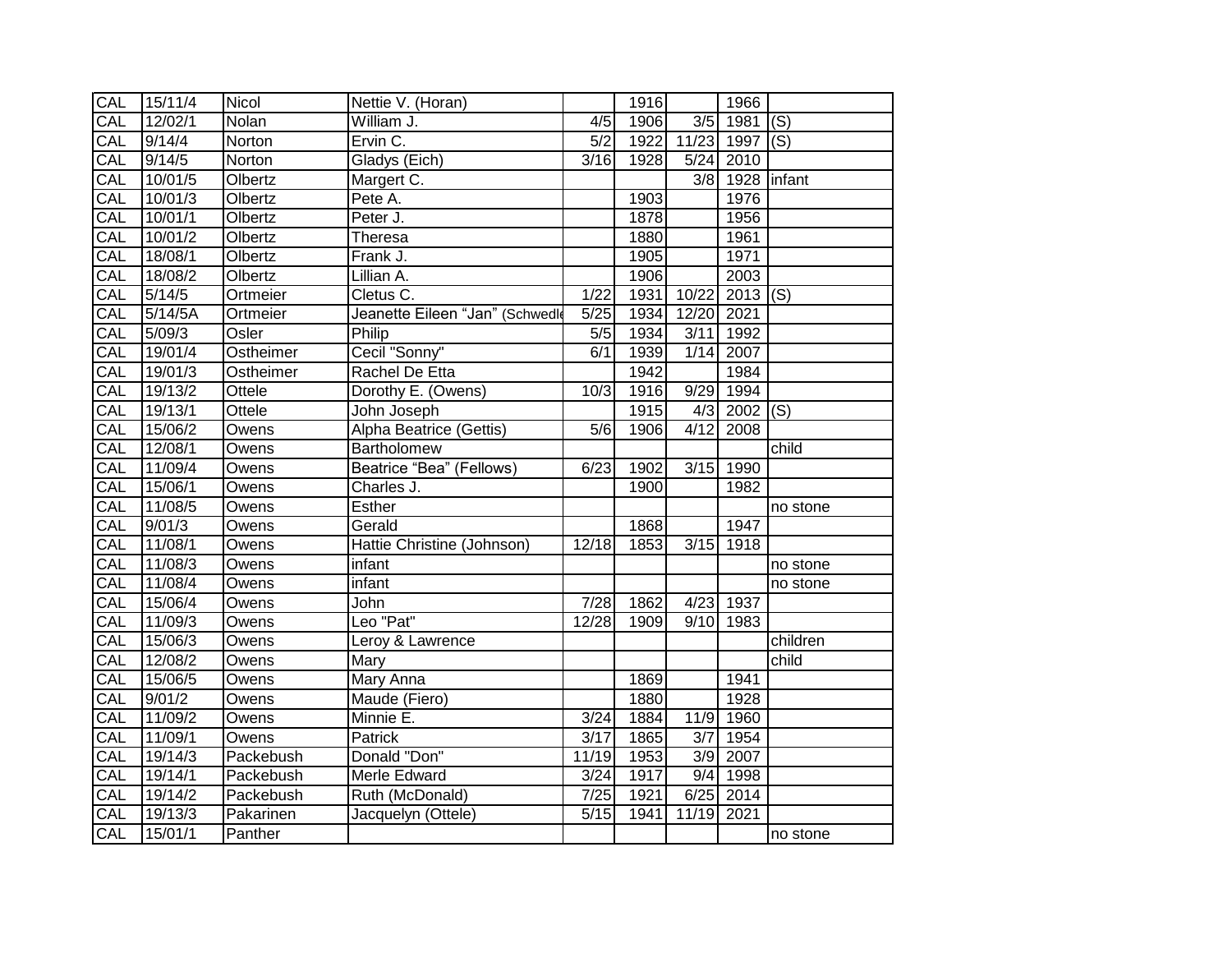| CAL | 15/11/4 | Nicol | Nettie V. (Horan) | | 1916 | | 1966 | |
|---|---|---|---|---|---|---|---|---|
| CAL | 12/02/1 | Nolan | William J. | 4/5 | 1906 | 3/5 | 1981 | (S) |
| CAL | 9/14/4 | Norton | Ervin C. | 5/2 | 1922 | 11/23 | 1997 | (S) |
| CAL | 9/14/5 | Norton | Gladys (Eich) | 3/16 | 1928 | 5/24 | 2010 | |
| CAL | 10/01/5 | Olbertz | Margert C. | | | 3/8 | 1928 | infant |
| CAL | 10/01/3 | Olbertz | Pete A. | | 1903 | | 1976 | |
| CAL | 10/01/1 | Olbertz | Peter J. | | 1878 | | 1956 | |
| CAL | 10/01/2 | Olbertz | Theresa | | 1880 | | 1961 | |
| CAL | 18/08/1 | Olbertz | Frank J. | | 1905 | | 1971 | |
| CAL | 18/08/2 | Olbertz | Lillian A. | | 1906 | | 2003 | |
| CAL | 5/14/5 | Ortmeier | Cletus C. | 1/22 | 1931 | 10/22 | 2013 | (S) |
| CAL | 5/14/5A | Ortmeier | Jeanette Eileen "Jan" (Schwedle | 5/25 | 1934 | 12/20 | 2021 | |
| CAL | 5/09/3 | Osler | Philip | 5/5 | 1934 | 3/11 | 1992 | |
| CAL | 19/01/4 | Ostheimer | Cecil "Sonny" | 6/1 | 1939 | 1/14 | 2007 | |
| CAL | 19/01/3 | Ostheimer | Rachel De Etta | | 1942 | | 1984 | |
| CAL | 19/13/2 | Ottele | Dorothy E. (Owens) | 10/3 | 1916 | 9/29 | 1994 | |
| CAL | 19/13/1 | Ottele | John Joseph | | 1915 | 4/3 | 2002 | (S) |
| CAL | 15/06/2 | Owens | Alpha Beatrice (Gettis) | 5/6 | 1906 | 4/12 | 2008 | |
| CAL | 12/08/1 | Owens | Bartholomew | | | | | child |
| CAL | 11/09/4 | Owens | Beatrice "Bea" (Fellows) | 6/23 | 1902 | 3/15 | 1990 | |
| CAL | 15/06/1 | Owens | Charles J. | | 1900 | | 1982 | |
| CAL | 11/08/5 | Owens | Esther | | | | | no stone |
| CAL | 9/01/3 | Owens | Gerald | | 1868 | | 1947 | |
| CAL | 11/08/1 | Owens | Hattie Christine (Johnson) | 12/18 | 1853 | 3/15 | 1918 | |
| CAL | 11/08/3 | Owens | infant | | | | | no stone |
| CAL | 11/08/4 | Owens | infant | | | | | no stone |
| CAL | 15/06/4 | Owens | John | 7/28 | 1862 | 4/23 | 1937 | |
| CAL | 11/09/3 | Owens | Leo "Pat" | 12/28 | 1909 | 9/10 | 1983 | |
| CAL | 15/06/3 | Owens | Leroy & Lawrence | | | | | children |
| CAL | 12/08/2 | Owens | Mary | | | | | child |
| CAL | 15/06/5 | Owens | Mary Anna | | 1869 | | 1941 | |
| CAL | 9/01/2 | Owens | Maude (Fiero) | | 1880 | | 1928 | |
| CAL | 11/09/2 | Owens | Minnie E. | 3/24 | 1884 | 11/9 | 1960 | |
| CAL | 11/09/1 | Owens | Patrick | 3/17 | 1865 | 3/7 | 1954 | |
| CAL | 19/14/3 | Packebush | Donald "Don" | 11/19 | 1953 | 3/9 | 2007 | |
| CAL | 19/14/1 | Packebush | Merle Edward | 3/24 | 1917 | 9/4 | 1998 | |
| CAL | 19/14/2 | Packebush | Ruth (McDonald) | 7/25 | 1921 | 6/25 | 2014 | |
| CAL | 19/13/3 | Pakarinen | Jacquelyn (Ottele) | 5/15 | 1941 | 11/19 | 2021 | |
| CAL | 15/01/1 | Panther | | | | | | no stone |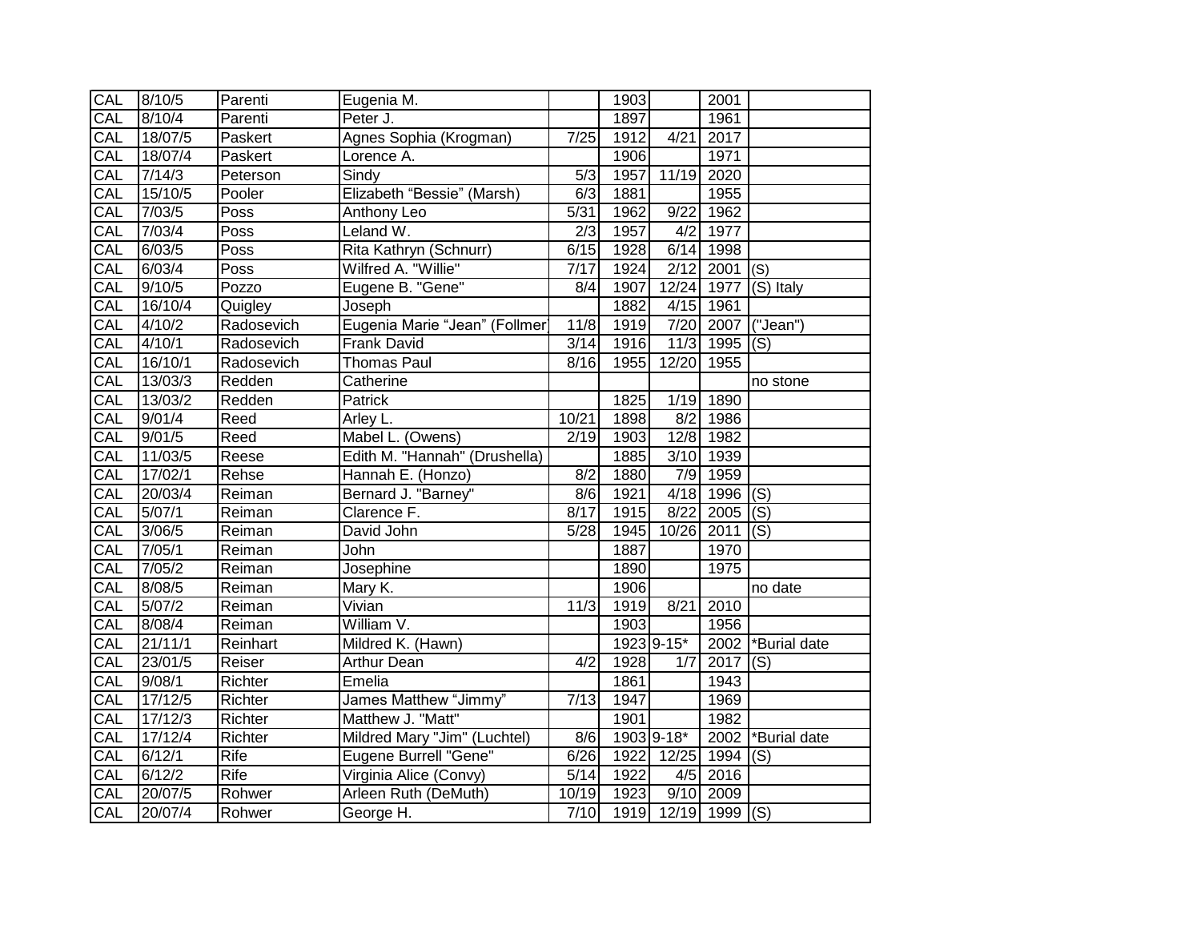| CAL | 8/10/5 | Parenti | Eugenia M. | | 1903 | | 2001 | |
|---|---|---|---|---|---|---|---|---|
| CAL | 8/10/4 | Parenti | Peter J. | | 1897 | | 1961 | |
| CAL | 18/07/5 | Paskert | Agnes Sophia (Krogman) | 7/25 | 1912 | 4/21 | 2017 | |
| CAL | 18/07/4 | Paskert | Lorence A. | | 1906 | | 1971 | |
| CAL | 7/14/3 | Peterson | Sindy | 5/3 | 1957 | 11/19 | 2020 | |
| CAL | 15/10/5 | Pooler | Elizabeth “Bessie” (Marsh) | 6/3 | 1881 | | 1955 | |
| CAL | 7/03/5 | Poss | Anthony Leo | 5/31 | 1962 | 9/22 | 1962 | |
| CAL | 7/03/4 | Poss | Leland W. | 2/3 | 1957 | 4/2 | 1977 | |
| CAL | 6/03/5 | Poss | Rita Kathryn (Schnurr) | 6/15 | 1928 | 6/14 | 1998 | |
| CAL | 6/03/4 | Poss | Wilfred A. "Willie" | 7/17 | 1924 | 2/12 | 2001 | (S) |
| CAL | 9/10/5 | Pozzo | Eugene B. "Gene" | 8/4 | 1907 | 12/24 | 1977 | (S) Italy |
| CAL | 16/10/4 | Quigley | Joseph | | 1882 | 4/15 | 1961 | |
| CAL | 4/10/2 | Radosevich | Eugenia Marie “Jean” (Follmer | 11/8 | 1919 | 7/20 | 2007 | ("Jean") |
| CAL | 4/10/1 | Radosevich | Frank David | 3/14 | 1916 | 11/3 | 1995 | (S) |
| CAL | 16/10/1 | Radosevich | Thomas Paul | 8/16 | 1955 | 12/20 | 1955 | |
| CAL | 13/03/3 | Redden | Catherine | | | | | no stone |
| CAL | 13/03/2 | Redden | Patrick | | 1825 | 1/19 | 1890 | |
| CAL | 9/01/4 | Reed | Arley L. | 10/21 | 1898 | 8/2 | 1986 | |
| CAL | 9/01/5 | Reed | Mabel L. (Owens) | 2/19 | 1903 | 12/8 | 1982 | |
| CAL | 11/03/5 | Reese | Edith M. "Hannah" (Drushella) | | 1885 | 3/10 | 1939 | |
| CAL | 17/02/1 | Rehse | Hannah E. (Honzo) | 8/2 | 1880 | 7/9 | 1959 | |
| CAL | 20/03/4 | Reiman | Bernard J. "Barney" | 8/6 | 1921 | 4/18 | 1996 | (S) |
| CAL | 5/07/1 | Reiman | Clarence F. | 8/17 | 1915 | 8/22 | 2005 | (S) |
| CAL | 3/06/5 | Reiman | David John | 5/28 | 1945 | 10/26 | 2011 | (S) |
| CAL | 7/05/1 | Reiman | John | | 1887 | | 1970 | |
| CAL | 7/05/2 | Reiman | Josephine | | 1890 | | 1975 | |
| CAL | 8/08/5 | Reiman | Mary K. | | 1906 | | | no date |
| CAL | 5/07/2 | Reiman | Vivian | 11/3 | 1919 | 8/21 | 2010 | |
| CAL | 8/08/4 | Reiman | William V. | | 1903 | | 1956 | |
| CAL | 21/11/1 | Reinhart | Mildred K. (Hawn) | | 1923 | 9-15* | 2002 | *Burial date |
| CAL | 23/01/5 | Reiser | Arthur Dean | 4/2 | 1928 | 1/7 | 2017 | (S) |
| CAL | 9/08/1 | Richter | Emelia | | 1861 | | 1943 | |
| CAL | 17/12/5 | Richter | James Matthew “Jimmy” | 7/13 | 1947 | | 1969 | |
| CAL | 17/12/3 | Richter | Matthew J. "Matt" | | 1901 | | 1982 | |
| CAL | 17/12/4 | Richter | Mildred Mary "Jim" (Luchtel) | 8/6 | 1903 | 9-18* | 2002 | *Burial date |
| CAL | 6/12/1 | Rife | Eugene Burrell "Gene" | 6/26 | 1922 | 12/25 | 1994 | (S) |
| CAL | 6/12/2 | Rife | Virginia Alice (Convy) | 5/14 | 1922 | 4/5 | 2016 | |
| CAL | 20/07/5 | Rohwer | Arleen Ruth (DeMuth) | 10/19 | 1923 | 9/10 | 2009 | |
| CAL | 20/07/4 | Rohwer | George H. | 7/10 | 1919 | 12/19 | 1999 | (S) |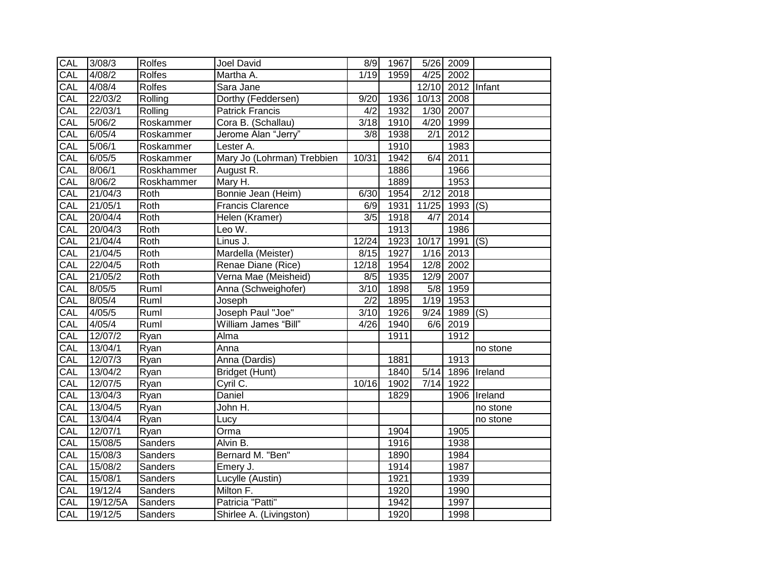| CAL | 3/08/3 | Rolfes | Joel David | 8/9 | 1967 | 5/26 | 2009 | |
|---|---|---|---|---|---|---|---|---|
| CAL | 4/08/2 | Rolfes | Martha A. | 1/19 | 1959 | 4/25 | 2002 | |
| CAL | 4/08/4 | Rolfes | Sara Jane | | | 12/10 | 2012 | Infant |
| CAL | 22/03/2 | Rolling | Dorthy (Feddersen) | 9/20 | 1936 | 10/13 | 2008 | |
| CAL | 22/03/1 | Rolling | Patrick Francis | 4/2 | 1932 | 1/30 | 2007 | |
| CAL | 5/06/2 | Roskammer | Cora B. (Schallau) | 3/18 | 1910 | 4/20 | 1999 | |
| CAL | 6/05/4 | Roskammer | Jerome Alan “Jerry” | 3/8 | 1938 | 2/1 | 2012 | |
| CAL | 5/06/1 | Roskammer | Lester A. | | 1910 | | 1983 | |
| CAL | 6/05/5 | Roskammer | Mary Jo (Lohrman) Trebbien | 10/31 | 1942 | 6/4 | 2011 | |
| CAL | 8/06/1 | Roskhammer | August R. | | 1886 | | 1966 | |
| CAL | 8/06/2 | Roskhammer | Mary H. | | 1889 | | 1953 | |
| CAL | 21/04/3 | Roth | Bonnie Jean (Heim) | 6/30 | 1954 | 2/12 | 2018 | |
| CAL | 21/05/1 | Roth | Francis Clarence | 6/9 | 1931 | 11/25 | 1993 | (S) |
| CAL | 20/04/4 | Roth | Helen (Kramer) | 3/5 | 1918 | 4/7 | 2014 | |
| CAL | 20/04/3 | Roth | Leo W. | | 1913 | | 1986 | |
| CAL | 21/04/4 | Roth | Linus J. | 12/24 | 1923 | 10/17 | 1991 | (S) |
| CAL | 21/04/5 | Roth | Mardella (Meister) | 8/15 | 1927 | 1/16 | 2013 | |
| CAL | 22/04/5 | Roth | Renae Diane (Rice) | 12/18 | 1954 | 12/8 | 2002 | |
| CAL | 21/05/2 | Roth | Verna Mae (Meisheid) | 8/5 | 1935 | 12/9 | 2007 | |
| CAL | 8/05/5 | Ruml | Anna (Schweighofer) | 3/10 | 1898 | 5/8 | 1959 | |
| CAL | 8/05/4 | Ruml | Joseph | 2/2 | 1895 | 1/19 | 1953 | |
| CAL | 4/05/5 | Ruml | Joseph Paul "Joe" | 3/10 | 1926 | 9/24 | 1989 | (S) |
| CAL | 4/05/4 | Ruml | William James “Bill” | 4/26 | 1940 | 6/6 | 2019 | |
| CAL | 12/07/2 | Ryan | Alma | | 1911 | | 1912 | |
| CAL | 13/04/1 | Ryan | Anna | | | | | no stone |
| CAL | 12/07/3 | Ryan | Anna (Dardis) | | 1881 | | 1913 | |
| CAL | 13/04/2 | Ryan | Bridget (Hunt) | | 1840 | 5/14 | 1896 | Ireland |
| CAL | 12/07/5 | Ryan | Cyril C. | 10/16 | 1902 | 7/14 | 1922 | |
| CAL | 13/04/3 | Ryan | Daniel | | 1829 | | 1906 | Ireland |
| CAL | 13/04/5 | Ryan | John H. | | | | | no stone |
| CAL | 13/04/4 | Ryan | Lucy | | | | | no stone |
| CAL | 12/07/1 | Ryan | Orma | | 1904 | | 1905 | |
| CAL | 15/08/5 | Sanders | Alvin B. | | 1916 | | 1938 | |
| CAL | 15/08/3 | Sanders | Bernard M. "Ben" | | 1890 | | 1984 | |
| CAL | 15/08/2 | Sanders | Emery J. | | 1914 | | 1987 | |
| CAL | 15/08/1 | Sanders | Lucylle (Austin) | | 1921 | | 1939 | |
| CAL | 19/12/4 | Sanders | Milton F. | | 1920 | | 1990 | |
| CAL | 19/12/5A | Sanders | Patricia "Patti" | | 1942 | | 1997 | |
| CAL | 19/12/5 | Sanders | Shirlee A. (Livingston) | | 1920 | | 1998 | |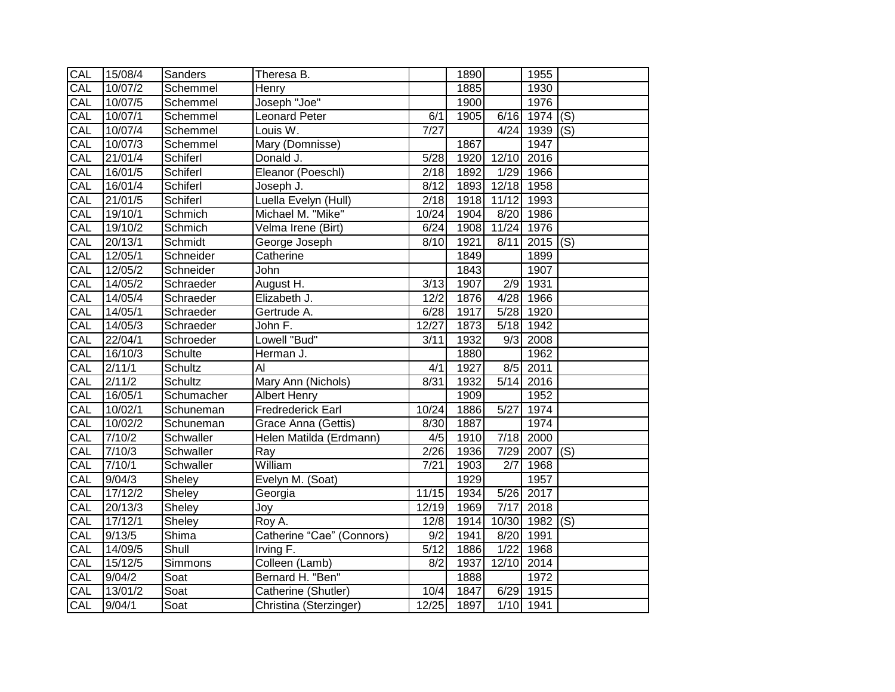| | | | | | | | | |
|---|---|---|---|---|---|---|---|---|
| CAL | 15/08/4 | Sanders | Theresa B. | | 1890 | | 1955 | |
| CAL | 10/07/2 | Schemmel | Henry | | 1885 | | 1930 | |
| CAL | 10/07/5 | Schemmel | Joseph "Joe" | | 1900 | | 1976 | |
| CAL | 10/07/1 | Schemmel | Leonard Peter | 6/1 | 1905 | 6/16 | 1974 | (S) |
| CAL | 10/07/4 | Schemmel | Louis W. | 7/27 | | 4/24 | 1939 | (S) |
| CAL | 10/07/3 | Schemmel | Mary (Domnisse) | | 1867 | | 1947 | |
| CAL | 21/01/4 | Schiferl | Donald J. | 5/28 | 1920 | 12/10 | 2016 | |
| CAL | 16/01/5 | Schiferl | Eleanor (Poeschl) | 2/18 | 1892 | 1/29 | 1966 | |
| CAL | 16/01/4 | Schiferl | Joseph J. | 8/12 | 1893 | 12/18 | 1958 | |
| CAL | 21/01/5 | Schiferl | Luella Evelyn (Hull) | 2/18 | 1918 | 11/12 | 1993 | |
| CAL | 19/10/1 | Schmich | Michael M. "Mike" | 10/24 | 1904 | 8/20 | 1986 | |
| CAL | 19/10/2 | Schmich | Velma Irene (Birt) | 6/24 | 1908 | 11/24 | 1976 | |
| CAL | 20/13/1 | Schmidt | George Joseph | 8/10 | 1921 | 8/11 | 2015 | (S) |
| CAL | 12/05/1 | Schneider | Catherine | | 1849 | | 1899 | |
| CAL | 12/05/2 | Schneider | John | | 1843 | | 1907 | |
| CAL | 14/05/2 | Schraeder | August H. | 3/13 | 1907 | 2/9 | 1931 | |
| CAL | 14/05/4 | Schraeder | Elizabeth J. | 12/2 | 1876 | 4/28 | 1966 | |
| CAL | 14/05/1 | Schraeder | Gertrude A. | 6/28 | 1917 | 5/28 | 1920 | |
| CAL | 14/05/3 | Schraeder | John F. | 12/27 | 1873 | 5/18 | 1942 | |
| CAL | 22/04/1 | Schroeder | Lowell "Bud" | 3/11 | 1932 | 9/3 | 2008 | |
| CAL | 16/10/3 | Schulte | Herman J. | | 1880 | | 1962 | |
| CAL | 2/11/1 | Schultz | Al | 4/1 | 1927 | 8/5 | 2011 | |
| CAL | 2/11/2 | Schultz | Mary Ann (Nichols) | 8/31 | 1932 | 5/14 | 2016 | |
| CAL | 16/05/1 | Schumacher | Albert Henry | | 1909 | | 1952 | |
| CAL | 10/02/1 | Schuneman | Fredrederick Earl | 10/24 | 1886 | 5/27 | 1974 | |
| CAL | 10/02/2 | Schuneman | Grace Anna (Gettis) | 8/30 | 1887 | | 1974 | |
| CAL | 7/10/2 | Schwaller | Helen Matilda (Erdmann) | 4/5 | 1910 | 7/18 | 2000 | |
| CAL | 7/10/3 | Schwaller | Ray | 2/26 | 1936 | 7/29 | 2007 | (S) |
| CAL | 7/10/1 | Schwaller | William | 7/21 | 1903 | 2/7 | 1968 | |
| CAL | 9/04/3 | Sheley | Evelyn M. (Soat) | | 1929 | | 1957 | |
| CAL | 17/12/2 | Sheley | Georgia | 11/15 | 1934 | 5/26 | 2017 | |
| CAL | 20/13/3 | Sheley | Joy | 12/19 | 1969 | 7/17 | 2018 | |
| CAL | 17/12/1 | Sheley | Roy A. | 12/8 | 1914 | 10/30 | 1982 | (S) |
| CAL | 9/13/5 | Shima | Catherine "Cae" (Connors) | 9/2 | 1941 | 8/20 | 1991 | |
| CAL | 14/09/5 | Shull | Irving F. | 5/12 | 1886 | 1/22 | 1968 | |
| CAL | 15/12/5 | Simmons | Colleen (Lamb) | 8/2 | 1937 | 12/10 | 2014 | |
| CAL | 9/04/2 | Soat | Bernard H. "Ben" | | 1888 | | 1972 | |
| CAL | 13/01/2 | Soat | Catherine (Shutler) | 10/4 | 1847 | 6/29 | 1915 | |
| CAL | 9/04/1 | Soat | Christina (Sterzinger) | 12/25 | 1897 | 1/10 | 1941 | |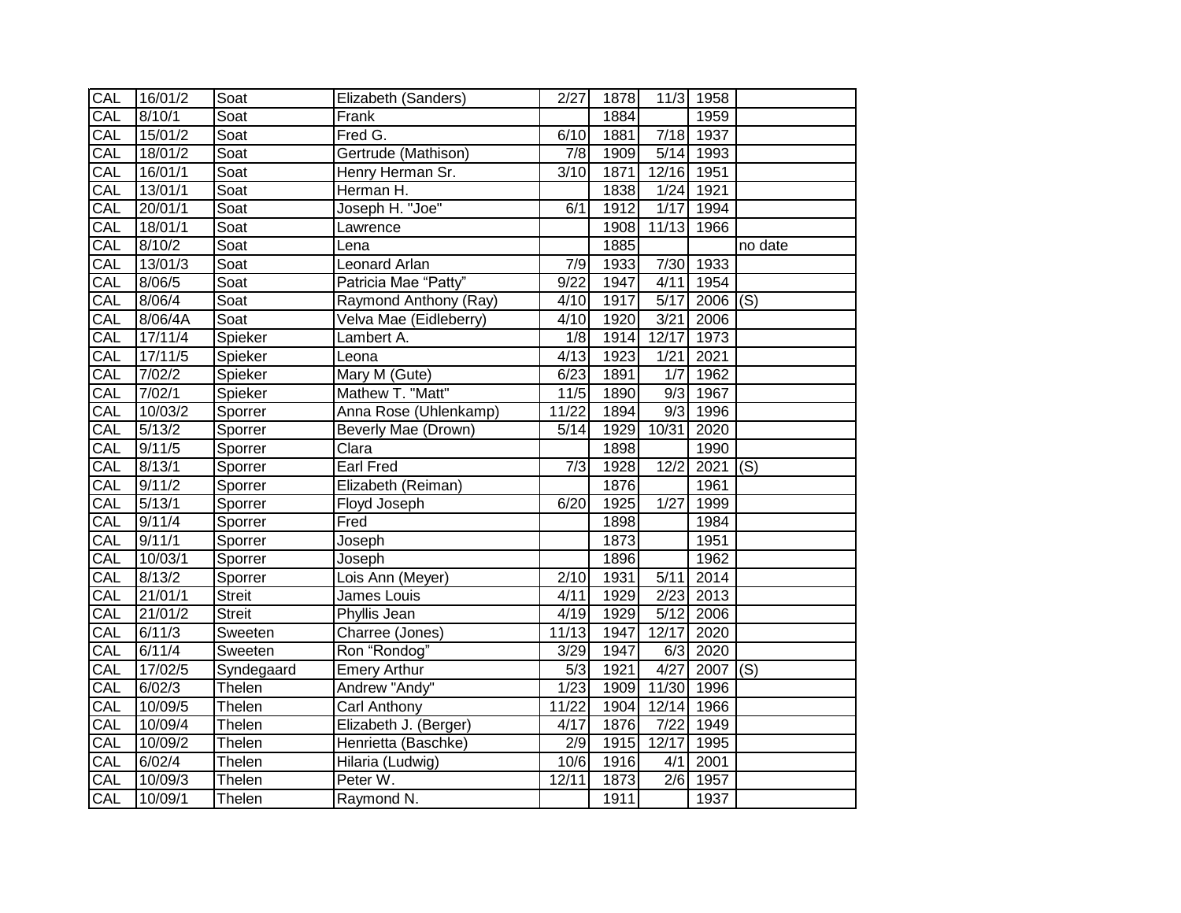| CAL | 16/01/2 | Soat | Elizabeth (Sanders) | 2/27 | 1878 | 11/3 | 1958 | |
|---|---|---|---|---|---|---|---|---|
| CAL | 8/10/1 | Soat | Frank | | 1884 | | 1959 | |
| CAL | 15/01/2 | Soat | Fred G. | 6/10 | 1881 | 7/18 | 1937 | |
| CAL | 18/01/2 | Soat | Gertrude (Mathison) | 7/8 | 1909 | 5/14 | 1993 | |
| CAL | 16/01/1 | Soat | Henry Herman Sr. | 3/10 | 1871 | 12/16 | 1951 | |
| CAL | 13/01/1 | Soat | Herman H. | | 1838 | 1/24 | 1921 | |
| CAL | 20/01/1 | Soat | Joseph H. "Joe" | 6/1 | 1912 | 1/17 | 1994 | |
| CAL | 18/01/1 | Soat | Lawrence | | 1908 | 11/13 | 1966 | |
| CAL | 8/10/2 | Soat | Lena | | 1885 | | | no date |
| CAL | 13/01/3 | Soat | Leonard Arlan | 7/9 | 1933 | 7/30 | 1933 | |
| CAL | 8/06/5 | Soat | Patricia Mae “Patty” | 9/22 | 1947 | 4/11 | 1954 | |
| CAL | 8/06/4 | Soat | Raymond Anthony (Ray) | 4/10 | 1917 | 5/17 | 2006 | (S) |
| CAL | 8/06/4A | Soat | Velva Mae (Eidleberry) | 4/10 | 1920 | 3/21 | 2006 | |
| CAL | 17/11/4 | Spieker | Lambert A. | 1/8 | 1914 | 12/17 | 1973 | |
| CAL | 17/11/5 | Spieker | Leona | 4/13 | 1923 | 1/21 | 2021 | |
| CAL | 7/02/2 | Spieker | Mary M (Gute) | 6/23 | 1891 | 1/7 | 1962 | |
| CAL | 7/02/1 | Spieker | Mathew T. "Matt" | 11/5 | 1890 | 9/3 | 1967 | |
| CAL | 10/03/2 | Sporrer | Anna Rose (Uhlenkamp) | 11/22 | 1894 | 9/3 | 1996 | |
| CAL | 5/13/2 | Sporrer | Beverly Mae (Drown) | 5/14 | 1929 | 10/31 | 2020 | |
| CAL | 9/11/5 | Sporrer | Clara | | 1898 | | 1990 | |
| CAL | 8/13/1 | Sporrer | Earl Fred | 7/3 | 1928 | 12/2 | 2021 | (S) |
| CAL | 9/11/2 | Sporrer | Elizabeth (Reiman) | | 1876 | | 1961 | |
| CAL | 5/13/1 | Sporrer | Floyd Joseph | 6/20 | 1925 | 1/27 | 1999 | |
| CAL | 9/11/4 | Sporrer | Fred | | 1898 | | 1984 | |
| CAL | 9/11/1 | Sporrer | Joseph | | 1873 | | 1951 | |
| CAL | 10/03/1 | Sporrer | Joseph | | 1896 | | 1962 | |
| CAL | 8/13/2 | Sporrer | Lois Ann (Meyer) | 2/10 | 1931 | 5/11 | 2014 | |
| CAL | 21/01/1 | Streit | James Louis | 4/11 | 1929 | 2/23 | 2013 | |
| CAL | 21/01/2 | Streit | Phyllis Jean | 4/19 | 1929 | 5/12 | 2006 | |
| CAL | 6/11/3 | Sweeten | Charree (Jones) | 11/13 | 1947 | 12/17 | 2020 | |
| CAL | 6/11/4 | Sweeten | Ron “Rondog” | 3/29 | 1947 | 6/3 | 2020 | |
| CAL | 17/02/5 | Syndegaard | Emery Arthur | 5/3 | 1921 | 4/27 | 2007 | (S) |
| CAL | 6/02/3 | Thelen | Andrew "Andy" | 1/23 | 1909 | 11/30 | 1996 | |
| CAL | 10/09/5 | Thelen | Carl Anthony | 11/22 | 1904 | 12/14 | 1966 | |
| CAL | 10/09/4 | Thelen | Elizabeth J. (Berger) | 4/17 | 1876 | 7/22 | 1949 | |
| CAL | 10/09/2 | Thelen | Henrietta (Baschke) | 2/9 | 1915 | 12/17 | 1995 | |
| CAL | 6/02/4 | Thelen | Hilaria (Ludwig) | 10/6 | 1916 | 4/1 | 2001 | |
| CAL | 10/09/3 | Thelen | Peter W. | 12/11 | 1873 | 2/6 | 1957 | |
| CAL | 10/09/1 | Thelen | Raymond N. | | 1911 | | 1937 | |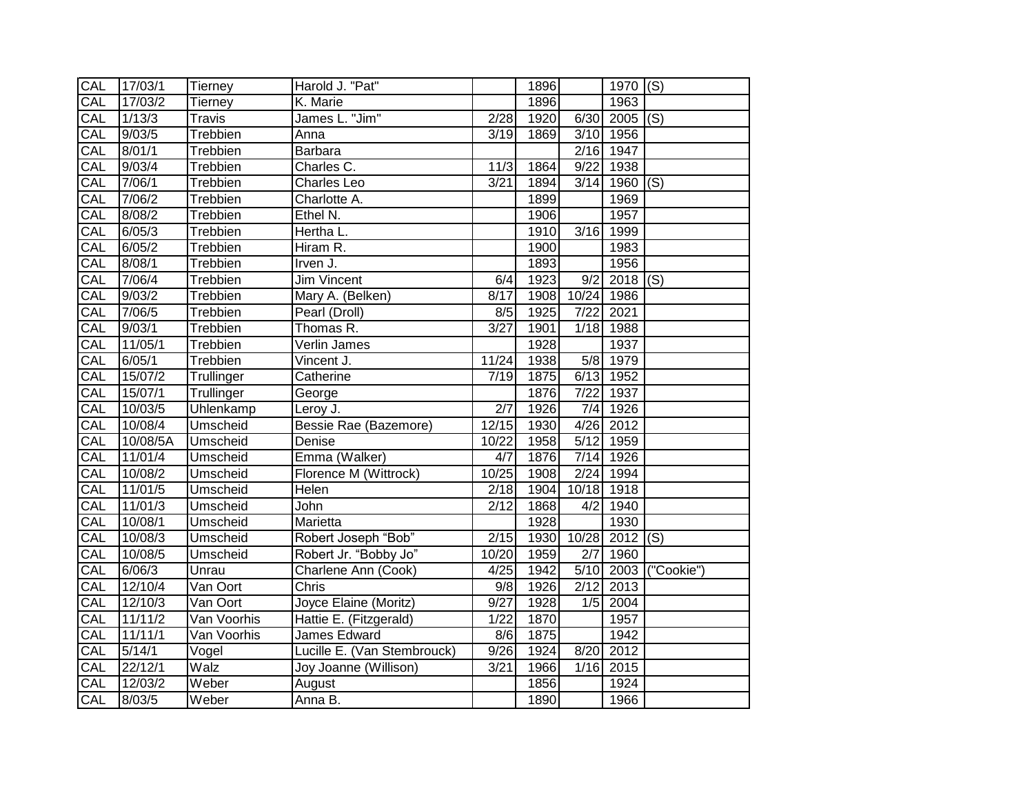| | | | | | | | | |
|---|---|---|---|---|---|---|---|---|
| CAL | 17/03/1 | Tierney | Harold J. "Pat" | | 1896 | | 1970 | (S) |
| CAL | 17/03/2 | Tierney | K. Marie | | 1896 | | 1963 | |
| CAL | 1/13/3 | Travis | James L. "Jim" | 2/28 | 1920 | 6/30 | 2005 | (S) |
| CAL | 9/03/5 | Trebbien | Anna | 3/19 | 1869 | 3/10 | 1956 | |
| CAL | 8/01/1 | Trebbien | Barbara | | | 2/16 | 1947 | |
| CAL | 9/03/4 | Trebbien | Charles C. | 11/3 | 1864 | 9/22 | 1938 | |
| CAL | 7/06/1 | Trebbien | Charles Leo | 3/21 | 1894 | 3/14 | 1960 | (S) |
| CAL | 7/06/2 | Trebbien | Charlotte A. | | 1899 | | 1969 | |
| CAL | 8/08/2 | Trebbien | Ethel N. | | 1906 | | 1957 | |
| CAL | 6/05/3 | Trebbien | Hertha L. | | 1910 | 3/16 | 1999 | |
| CAL | 6/05/2 | Trebbien | Hiram R. | | 1900 | | 1983 | |
| CAL | 8/08/1 | Trebbien | Irven J. | | 1893 | | 1956 | |
| CAL | 7/06/4 | Trebbien | Jim Vincent | 6/4 | 1923 | 9/2 | 2018 | (S) |
| CAL | 9/03/2 | Trebbien | Mary A. (Belken) | 8/17 | 1908 | 10/24 | 1986 | |
| CAL | 7/06/5 | Trebbien | Pearl (Droll) | 8/5 | 1925 | 7/22 | 2021 | |
| CAL | 9/03/1 | Trebbien | Thomas R. | 3/27 | 1901 | 1/18 | 1988 | |
| CAL | 11/05/1 | Trebbien | Verlin James | | 1928 | | 1937 | |
| CAL | 6/05/1 | Trebbien | Vincent J. | 11/24 | 1938 | 5/8 | 1979 | |
| CAL | 15/07/2 | Trullinger | Catherine | 7/19 | 1875 | 6/13 | 1952 | |
| CAL | 15/07/1 | Trullinger | George | | 1876 | 7/22 | 1937 | |
| CAL | 10/03/5 | Uhlenkamp | Leroy J. | 2/7 | 1926 | 7/4 | 1926 | |
| CAL | 10/08/4 | Umscheid | Bessie Rae (Bazemore) | 12/15 | 1930 | 4/26 | 2012 | |
| CAL | 10/08/5A | Umscheid | Denise | 10/22 | 1958 | 5/12 | 1959 | |
| CAL | 11/01/4 | Umscheid | Emma (Walker) | 4/7 | 1876 | 7/14 | 1926 | |
| CAL | 10/08/2 | Umscheid | Florence M (Wittrock) | 10/25 | 1908 | 2/24 | 1994 | |
| CAL | 11/01/5 | Umscheid | Helen | 2/18 | 1904 | 10/18 | 1918 | |
| CAL | 11/01/3 | Umscheid | John | 2/12 | 1868 | 4/2 | 1940 | |
| CAL | 10/08/1 | Umscheid | Marietta | | 1928 | | 1930 | |
| CAL | 10/08/3 | Umscheid | Robert Joseph "Bob" | 2/15 | 1930 | 10/28 | 2012 | (S) |
| CAL | 10/08/5 | Umscheid | Robert Jr. "Bobby Jo" | 10/20 | 1959 | 2/7 | 1960 | |
| CAL | 6/06/3 | Unrau | Charlene Ann (Cook) | 4/25 | 1942 | 5/10 | 2003 | ("Cookie") |
| CAL | 12/10/4 | Van Oort | Chris | 9/8 | 1926 | 2/12 | 2013 | |
| CAL | 12/10/3 | Van Oort | Joyce Elaine (Moritz) | 9/27 | 1928 | 1/5 | 2004 | |
| CAL | 11/11/2 | Van Voorhis | Hattie E. (Fitzgerald) | 1/22 | 1870 | | 1957 | |
| CAL | 11/11/1 | Van Voorhis | James Edward | 8/6 | 1875 | | 1942 | |
| CAL | 5/14/1 | Vogel | Lucille E. (Van Stembrouck) | 9/26 | 1924 | 8/20 | 2012 | |
| CAL | 22/12/1 | Walz | Joy Joanne (Willison) | 3/21 | 1966 | 1/16 | 2015 | |
| CAL | 12/03/2 | Weber | August | | 1856 | | 1924 | |
| CAL | 8/03/5 | Weber | Anna B. | | 1890 | | 1966 | |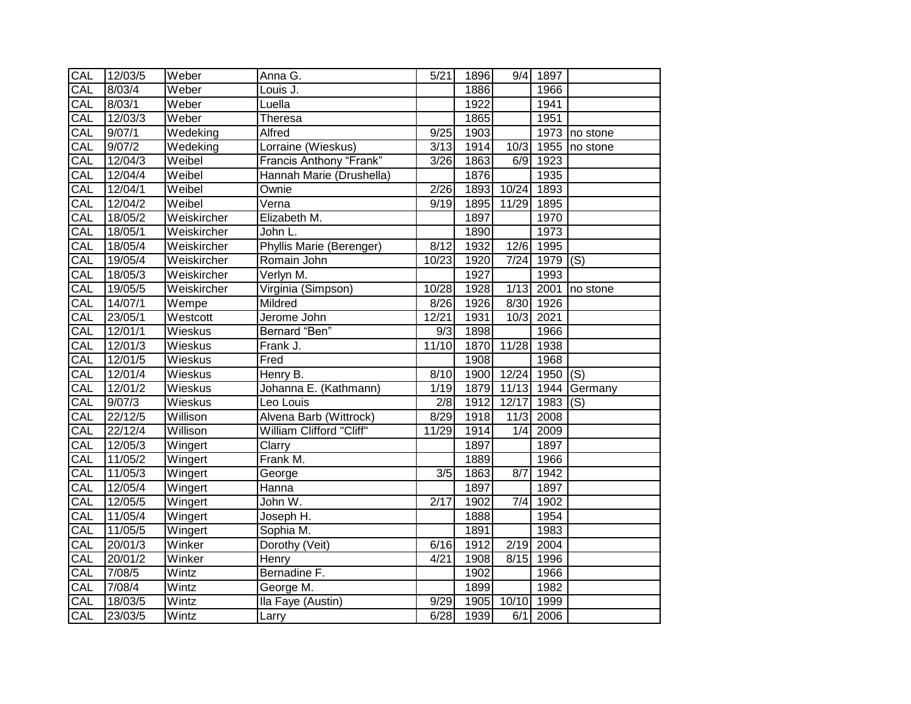| CAL | 12/03/5 | Weber | Anna G. | 5/21 | 1896 | 9/4 | 1897 | |
|---|---|---|---|---|---|---|---|---|
| CAL | 8/03/4 | Weber | Louis J. | | 1886 | | 1966 | |
| CAL | 8/03/1 | Weber | Luella | | 1922 | | 1941 | |
| CAL | 12/03/3 | Weber | Theresa | | 1865 | | 1951 | |
| CAL | 9/07/1 | Wedeking | Alfred | 9/25 | 1903 | | 1973 | no stone |
| CAL | 9/07/2 | Wedeking | Lorraine (Wieskus) | 3/13 | 1914 | 10/3 | 1955 | no stone |
| CAL | 12/04/3 | Weibel | Francis Anthony “Frank” | 3/26 | 1863 | 6/9 | 1923 | |
| CAL | 12/04/4 | Weibel | Hannah Marie (Drushella) | | 1876 | | 1935 | |
| CAL | 12/04/1 | Weibel | Ownie | 2/26 | 1893 | 10/24 | 1893 | |
| CAL | 12/04/2 | Weibel | Verna | 9/19 | 1895 | 11/29 | 1895 | |
| CAL | 18/05/2 | Weiskircher | Elizabeth M. | | 1897 | | 1970 | |
| CAL | 18/05/1 | Weiskircher | John L. | | 1890 | | 1973 | |
| CAL | 18/05/4 | Weiskircher | Phyllis Marie (Berenger) | 8/12 | 1932 | 12/6 | 1995 | |
| CAL | 19/05/4 | Weiskircher | Romain John | 10/23 | 1920 | 7/24 | 1979 | (S) |
| CAL | 18/05/3 | Weiskircher | Verlyn M. | | 1927 | | 1993 | |
| CAL | 19/05/5 | Weiskircher | Virginia (Simpson) | 10/28 | 1928 | 1/13 | 2001 | no stone |
| CAL | 14/07/1 | Wempe | Mildred | 8/26 | 1926 | 8/30 | 1926 | |
| CAL | 23/05/1 | Westcott | Jerome John | 12/21 | 1931 | 10/3 | 2021 | |
| CAL | 12/01/1 | Wieskus | Bernard “Ben” | 9/3 | 1898 | | 1966 | |
| CAL | 12/01/3 | Wieskus | Frank J. | 11/10 | 1870 | 11/28 | 1938 | |
| CAL | 12/01/5 | Wieskus | Fred | | 1908 | | 1968 | |
| CAL | 12/01/4 | Wieskus | Henry B. | 8/10 | 1900 | 12/24 | 1950 | (S) |
| CAL | 12/01/2 | Wieskus | Johanna E. (Kathmann) | 1/19 | 1879 | 11/13 | 1944 | Germany |
| CAL | 9/07/3 | Wieskus | Leo Louis | 2/8 | 1912 | 12/17 | 1983 | (S) |
| CAL | 22/12/5 | Willison | Alvena Barb (Wittrock) | 8/29 | 1918 | 11/3 | 2008 | |
| CAL | 22/12/4 | Willison | William Clifford "Cliff" | 11/29 | 1914 | 1/4 | 2009 | |
| CAL | 12/05/3 | Wingert | Clarry | | 1897 | | 1897 | |
| CAL | 11/05/2 | Wingert | Frank M. | | 1889 | | 1966 | |
| CAL | 11/05/3 | Wingert | George | 3/5 | 1863 | 8/7 | 1942 | |
| CAL | 12/05/4 | Wingert | Hanna | | 1897 | | 1897 | |
| CAL | 12/05/5 | Wingert | John W. | 2/17 | 1902 | 7/4 | 1902 | |
| CAL | 11/05/4 | Wingert | Joseph H. | | 1888 | | 1954 | |
| CAL | 11/05/5 | Wingert | Sophia M. | | 1891 | | 1983 | |
| CAL | 20/01/3 | Winker | Dorothy (Veit) | 6/16 | 1912 | 2/19 | 2004 | |
| CAL | 20/01/2 | Winker | Henry | 4/21 | 1908 | 8/15 | 1996 | |
| CAL | 7/08/5 | Wintz | Bernadine F. | | 1902 | | 1966 | |
| CAL | 7/08/4 | Wintz | George M. | | 1899 | | 1982 | |
| CAL | 18/03/5 | Wintz | Ila Faye (Austin) | 9/29 | 1905 | 10/10 | 1999 | |
| CAL | 23/03/5 | Wintz | Larry | 6/28 | 1939 | 6/1 | 2006 | |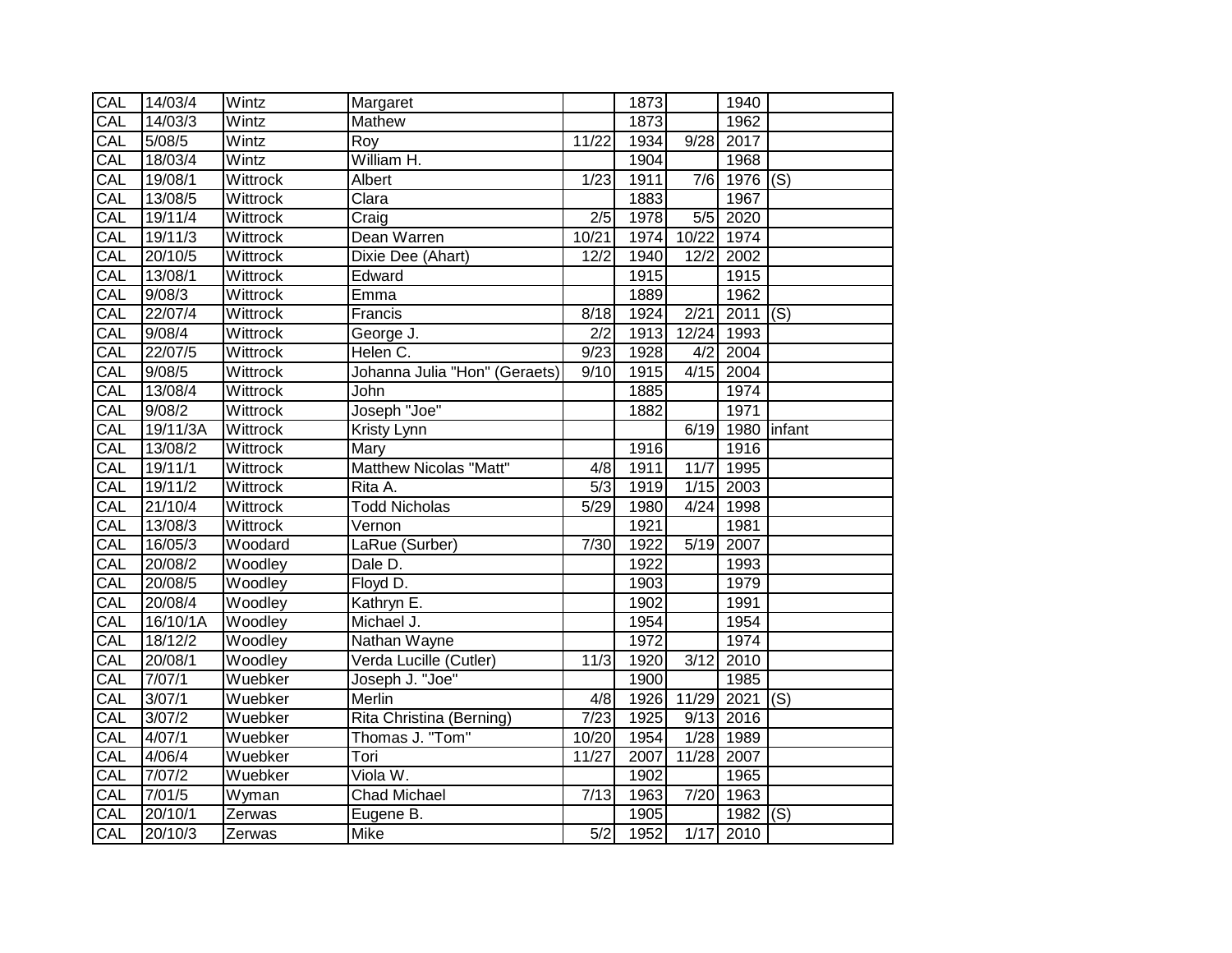| CAL | 14/03/4 | Wintz | Margaret | | 1873 | | 1940 | |
|---|---|---|---|---|---|---|---|---|
| CAL | 14/03/3 | Wintz | Mathew | | 1873 | | 1962 | |
| CAL | 5/08/5 | Wintz | Roy | 11/22 | 1934 | 9/28 | 2017 | |
| CAL | 18/03/4 | Wintz | William H. | | 1904 | | 1968 | |
| CAL | 19/08/1 | Wittrock | Albert | 1/23 | 1911 | 7/6 | 1976 | (S) |
| CAL | 13/08/5 | Wittrock | Clara | | 1883 | | 1967 | |
| CAL | 19/11/4 | Wittrock | Craig | 2/5 | 1978 | 5/5 | 2020 | |
| CAL | 19/11/3 | Wittrock | Dean Warren | 10/21 | 1974 | 10/22 | 1974 | |
| CAL | 20/10/5 | Wittrock | Dixie Dee (Ahart) | 12/2 | 1940 | 12/2 | 2002 | |
| CAL | 13/08/1 | Wittrock | Edward | | 1915 | | 1915 | |
| CAL | 9/08/3 | Wittrock | Emma | | 1889 | | 1962 | |
| CAL | 22/07/4 | Wittrock | Francis | 8/18 | 1924 | 2/21 | 2011 | (S) |
| CAL | 9/08/4 | Wittrock | George J. | 2/2 | 1913 | 12/24 | 1993 | |
| CAL | 22/07/5 | Wittrock | Helen C. | 9/23 | 1928 | 4/2 | 2004 | |
| CAL | 9/08/5 | Wittrock | Johanna Julia "Hon" (Geraets) | 9/10 | 1915 | 4/15 | 2004 | |
| CAL | 13/08/4 | Wittrock | John | | 1885 | | 1974 | |
| CAL | 9/08/2 | Wittrock | Joseph "Joe" | | 1882 | | 1971 | |
| CAL | 19/11/3A | Wittrock | Kristy Lynn | | | 6/19 | 1980 | infant |
| CAL | 13/08/2 | Wittrock | Mary | | 1916 | | 1916 | |
| CAL | 19/11/1 | Wittrock | Matthew Nicolas "Matt" | 4/8 | 1911 | 11/7 | 1995 | |
| CAL | 19/11/2 | Wittrock | Rita A. | 5/3 | 1919 | 1/15 | 2003 | |
| CAL | 21/10/4 | Wittrock | Todd Nicholas | 5/29 | 1980 | 4/24 | 1998 | |
| CAL | 13/08/3 | Wittrock | Vernon | | 1921 | | 1981 | |
| CAL | 16/05/3 | Woodard | LaRue (Surber) | 7/30 | 1922 | 5/19 | 2007 | |
| CAL | 20/08/2 | Woodley | Dale D. | | 1922 | | 1993 | |
| CAL | 20/08/5 | Woodley | Floyd D. | | 1903 | | 1979 | |
| CAL | 20/08/4 | Woodley | Kathryn E. | | 1902 | | 1991 | |
| CAL | 16/10/1A | Woodley | Michael J. | | 1954 | | 1954 | |
| CAL | 18/12/2 | Woodley | Nathan Wayne | | 1972 | | 1974 | |
| CAL | 20/08/1 | Woodley | Verda Lucille (Cutler) | 11/3 | 1920 | 3/12 | 2010 | |
| CAL | 7/07/1 | Wuebker | Joseph J. "Joe" | | 1900 | | 1985 | |
| CAL | 3/07/1 | Wuebker | Merlin | 4/8 | 1926 | 11/29 | 2021 | (S) |
| CAL | 3/07/2 | Wuebker | Rita Christina (Berning) | 7/23 | 1925 | 9/13 | 2016 | |
| CAL | 4/07/1 | Wuebker | Thomas J. "Tom" | 10/20 | 1954 | 1/28 | 1989 | |
| CAL | 4/06/4 | Wuebker | Tori | 11/27 | 2007 | 11/28 | 2007 | |
| CAL | 7/07/2 | Wuebker | Viola W. | | 1902 | | 1965 | |
| CAL | 7/01/5 | Wyman | Chad Michael | 7/13 | 1963 | 7/20 | 1963 | |
| CAL | 20/10/1 | Zerwas | Eugene B. | | 1905 | | 1982 | (S) |
| CAL | 20/10/3 | Zerwas | Mike | 5/2 | 1952 | 1/17 | 2010 | |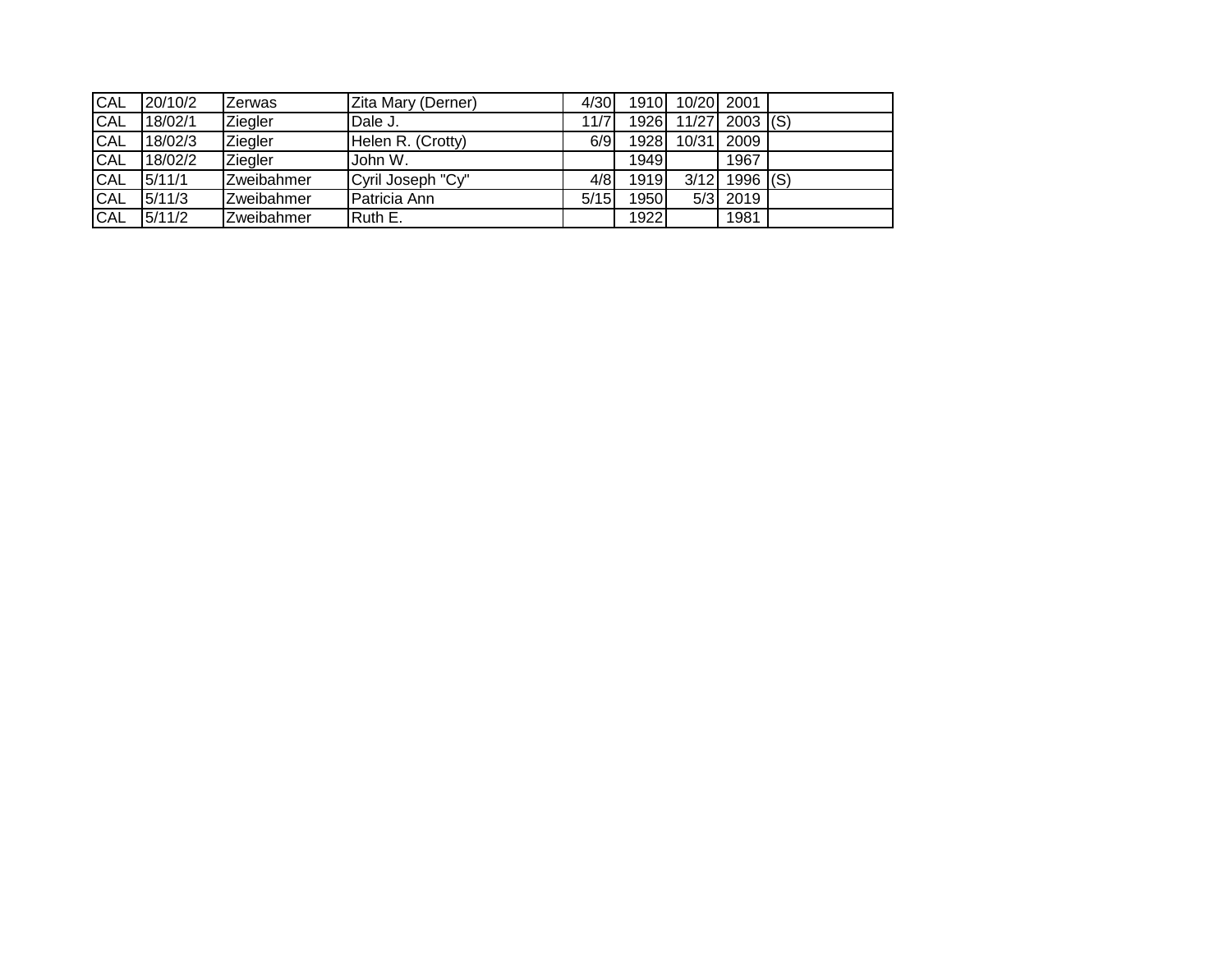| | | | | | | | | |
|---|---|---|---|---|---|---|---|---|
| CAL | 20/10/2 | Zerwas | Zita Mary (Derner) | 4/30 | 1910 | 10/20 | 2001 | |
| CAL | 18/02/1 | Ziegler | Dale J. | 11/7 | 1926 | 11/27 | 2003 | (S) |
| CAL | 18/02/3 | Ziegler | Helen R. (Crotty) | 6/9 | 1928 | 10/31 | 2009 | |
| CAL | 18/02/2 | Ziegler | John W. | | 1949 | | 1967 | |
| CAL | 5/11/1 | Zweibahmer | Cyril Joseph "Cy" | 4/8 | 1919 | 3/12 | 1996 | (S) |
| CAL | 5/11/3 | Zweibahmer | Patricia Ann | 5/15 | 1950 | 5/3 | 2019 | |
| CAL | 5/11/2 | Zweibahmer | Ruth E. | | 1922 | | 1981 | |